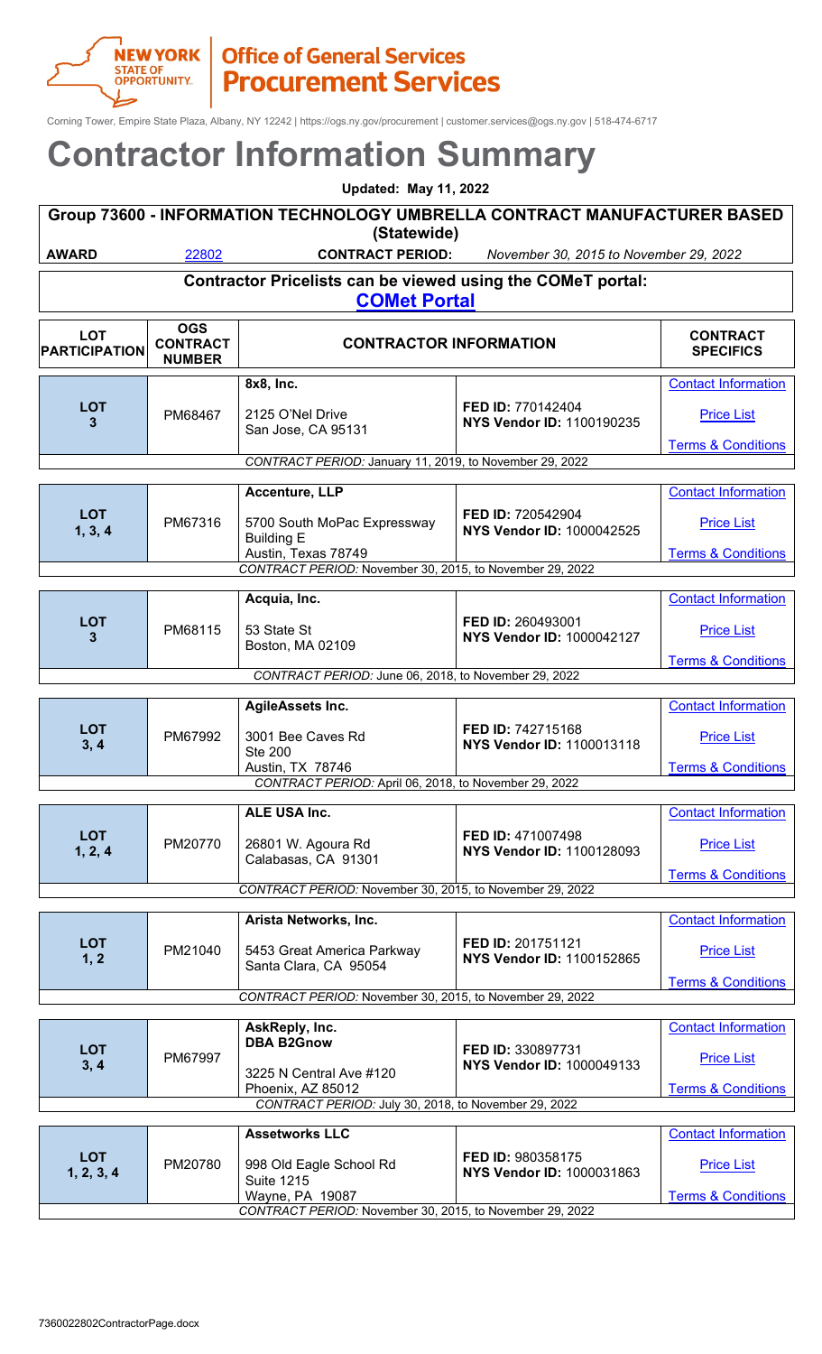New York State of Opportunity | Office of General Services Procurement Services

Corning Tower, Empire State Plaza, Albany, NY 12242 | https://ogs.ny.gov/procurement | customer.services@ogs.ny.gov | 518-474-6717

# Contractor Information Summary

**Updated: May 11, 2022**

## Group 73600 - INFORMATION TECHNOLOGY UMBRELLA CONTRACT MANUFACTURER BASED (Statewide)

**AWARD** 22802 **CONTRACT PERIOD:** *November 30, 2015 to November 29, 2022*

**Contractor Pricelists can be viewed using the COMeT portal:**
**COMet Portal**

| LOT PARTICIPATION | OGS CONTRACT NUMBER | CONTRACTOR INFORMATION | | CONTRACT SPECIFICS |
|---|---|---|---|---|
| LOT 3 | PM68467 | **8x8, Inc.**<br>2125 O'Nel Drive<br>San Jose, CA 95131 | **FED ID:** 770142404<br>**NYS Vendor ID:** 1100190235 | Contact Information<br>Price List<br>Terms & Conditions |
| *CONTRACT PERIOD:* January 11, 2019, to November 29, 2022 | | | | |
| LOT 1, 3, 4 | PM67316 | **Accenture, LLP**<br>5700 South MoPac Expressway<br>Building E<br>Austin, Texas 78749 | **FED ID:** 720542904<br>**NYS Vendor ID:** 1000042525 | Contact Information<br>Price List<br>Terms & Conditions |
| *CONTRACT PERIOD:* November 30, 2015, to November 29, 2022 | | | | |
| LOT 3 | PM68115 | **Acquia, Inc.**<br>53 State St<br>Boston, MA 02109 | **FED ID:** 260493001<br>**NYS Vendor ID:** 1000042127 | Contact Information<br>Price List<br>Terms & Conditions |
| *CONTRACT PERIOD:* June 06, 2018, to November 29, 2022 | | | | |
| LOT 3, 4 | PM67992 | **AgileAssets Inc.**<br>3001 Bee Caves Rd<br>Ste 200<br>Austin, TX 78746 | **FED ID:** 742715168<br>**NYS Vendor ID:** 1100013118 | Contact Information<br>Price List<br>Terms & Conditions |
| *CONTRACT PERIOD:* April 06, 2018, to November 29, 2022 | | | | |
| LOT 1, 2, 4 | PM20770 | **ALE USA Inc.**<br>26801 W. Agoura Rd<br>Calabasas, CA 91301 | **FED ID:** 471007498<br>**NYS Vendor ID:** 1100128093 | Contact Information<br>Price List<br>Terms & Conditions |
| *CONTRACT PERIOD:* November 30, 2015, to November 29, 2022 | | | | |
| LOT 1, 2 | PM21040 | **Arista Networks, Inc.**<br>5453 Great America Parkway<br>Santa Clara, CA 95054 | **FED ID:** 201751121<br>**NYS Vendor ID:** 1100152865 | Contact Information<br>Price List<br>Terms & Conditions |
| *CONTRACT PERIOD:* November 30, 2015, to November 29, 2022 | | | | |
| LOT 3, 4 | PM67997 | **AskReply, Inc.**<br>**DBA B2Gnow**<br>3225 N Central Ave #120<br>Phoenix, AZ 85012 | **FED ID:** 330897731<br>**NYS Vendor ID:** 1000049133 | Contact Information<br>Price List<br>Terms & Conditions |
| *CONTRACT PERIOD:* July 30, 2018, to November 29, 2022 | | | | |
| LOT 1, 2, 3, 4 | PM20780 | **Assetworks LLC**<br>998 Old Eagle School Rd<br>Suite 1215<br>Wayne, PA 19087 | **FED ID:** 980358175<br>**NYS Vendor ID:** 1000031863 | Contact Information<br>Price List<br>Terms & Conditions |
| *CONTRACT PERIOD:* November 30, 2015, to November 29, 2022 | | | | |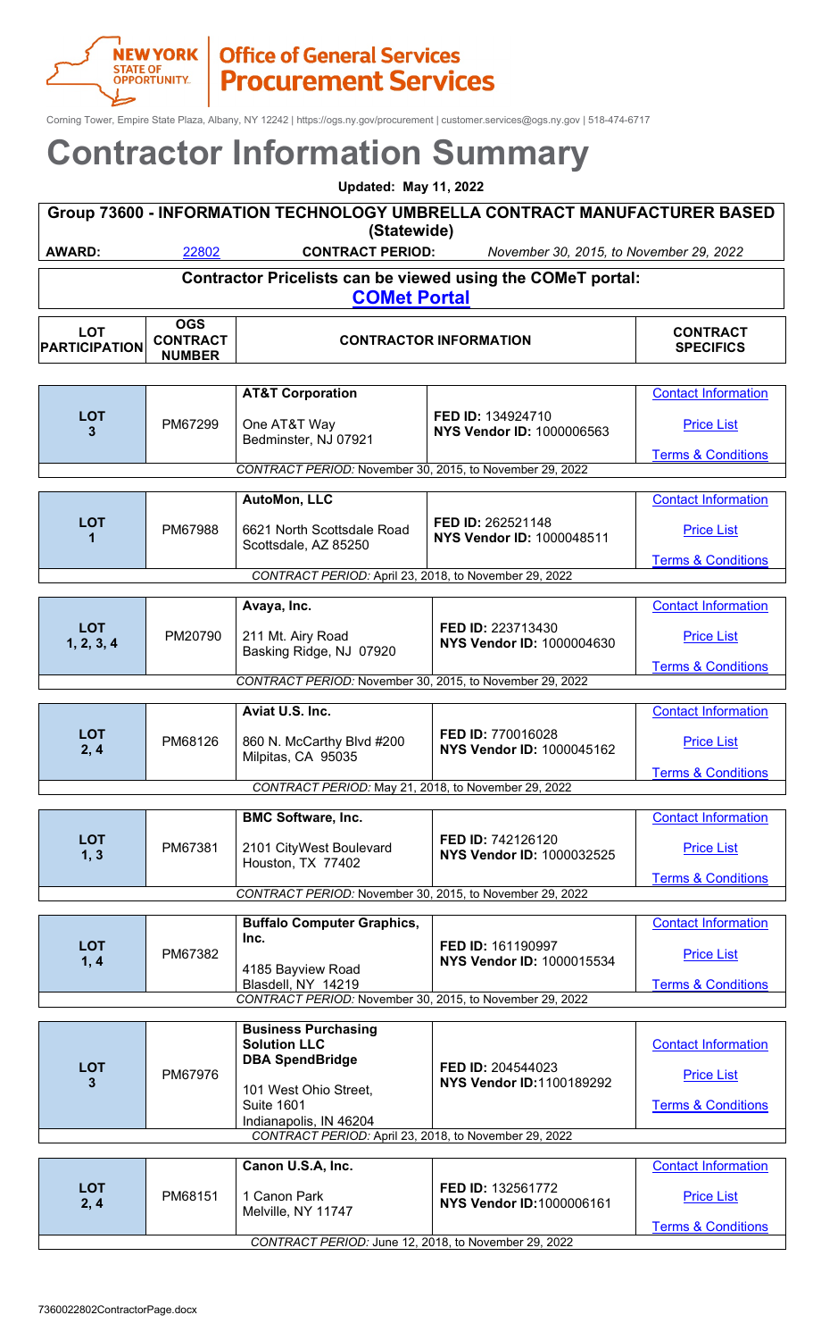Corning Tower, Empire State Plaza, Albany, NY 12242 | https://ogs.ny.gov/procurement | customer.services@ogs.ny.gov | 518-474-6717

# Contractor Information Summary

**Updated: May 11, 2022**

## Group 73600 - INFORMATION TECHNOLOGY UMBRELLA CONTRACT MANUFACTURER BASED (Statewide)

**AWARD:** 22802 **CONTRACT PERIOD:** *November 30, 2015, to November 29, 2022*

**Contractor Pricelists can be viewed using the COMeT portal:**
**COMet Portal**

| LOT PARTICIPATION | OGS CONTRACT NUMBER | CONTRACTOR INFORMATION | | CONTRACT SPECIFICS |
|---|---|---|---|---|
| **LOT 3** | PM67299 | **AT&T Corporation**<br>One AT&T Way<br>Bedminster, NJ 07921 | **FED ID:** 134924710<br>**NYS Vendor ID:** 1000006563 | Contact Information<br>Price List<br>Terms & Conditions |
| *CONTRACT PERIOD:* November 30, 2015, to November 29, 2022 | | | | |
| **LOT 1** | PM67988 | **AutoMon, LLC**<br>6621 North Scottsdale Road<br>Scottsdale, AZ 85250 | **FED ID:** 262521148<br>**NYS Vendor ID:** 1000048511 | Contact Information<br>Price List<br>Terms & Conditions |
| *CONTRACT PERIOD:* April 23, 2018, to November 29, 2022 | | | | |
| **LOT 1, 2, 3, 4** | PM20790 | **Avaya, Inc.**<br>211 Mt. Airy Road<br>Basking Ridge, NJ 07920 | **FED ID:** 223713430<br>**NYS Vendor ID:** 1000004630 | Contact Information<br>Price List<br>Terms & Conditions |
| *CONTRACT PERIOD:* November 30, 2015, to November 29, 2022 | | | | |
| **LOT 2, 4** | PM68126 | **Aviat U.S. Inc.**<br>860 N. McCarthy Blvd #200<br>Milpitas, CA 95035 | **FED ID:** 770016028<br>**NYS Vendor ID:** 1000045162 | Contact Information<br>Price List<br>Terms & Conditions |
| *CONTRACT PERIOD:* May 21, 2018, to November 29, 2022 | | | | |
| **LOT 1, 3** | PM67381 | **BMC Software, Inc.**<br>2101 CityWest Boulevard<br>Houston, TX 77402 | **FED ID:** 742126120<br>**NYS Vendor ID:** 1000032525 | Contact Information<br>Price List<br>Terms & Conditions |
| *CONTRACT PERIOD:* November 30, 2015, to November 29, 2022 | | | | |
| **LOT 1, 4** | PM67382 | **Buffalo Computer Graphics, Inc.**<br>4185 Bayview Road<br>Blasdell, NY 14219 | **FED ID:** 161190997<br>**NYS Vendor ID:** 1000015534 | Contact Information<br>Price List<br>Terms & Conditions |
| *CONTRACT PERIOD:* November 30, 2015, to November 29, 2022 | | | | |
| **LOT 3** | PM67976 | **Business Purchasing Solution LLC DBA SpendBridge**<br>101 West Ohio Street, Suite 1601<br>Indianapolis, IN 46204 | **FED ID:** 204544023<br>**NYS Vendor ID:**1100189292 | Contact Information<br>Price List<br>Terms & Conditions |
| *CONTRACT PERIOD:* April 23, 2018, to November 29, 2022 | | | | |
| **LOT 2, 4** | PM68151 | **Canon U.S.A, Inc.**<br>1 Canon Park<br>Melville, NY 11747 | **FED ID:** 132561772<br>**NYS Vendor ID:**1000006161 | Contact Information<br>Price List<br>Terms & Conditions |
| *CONTRACT PERIOD:* June 12, 2018, to November 29, 2022 | | | | |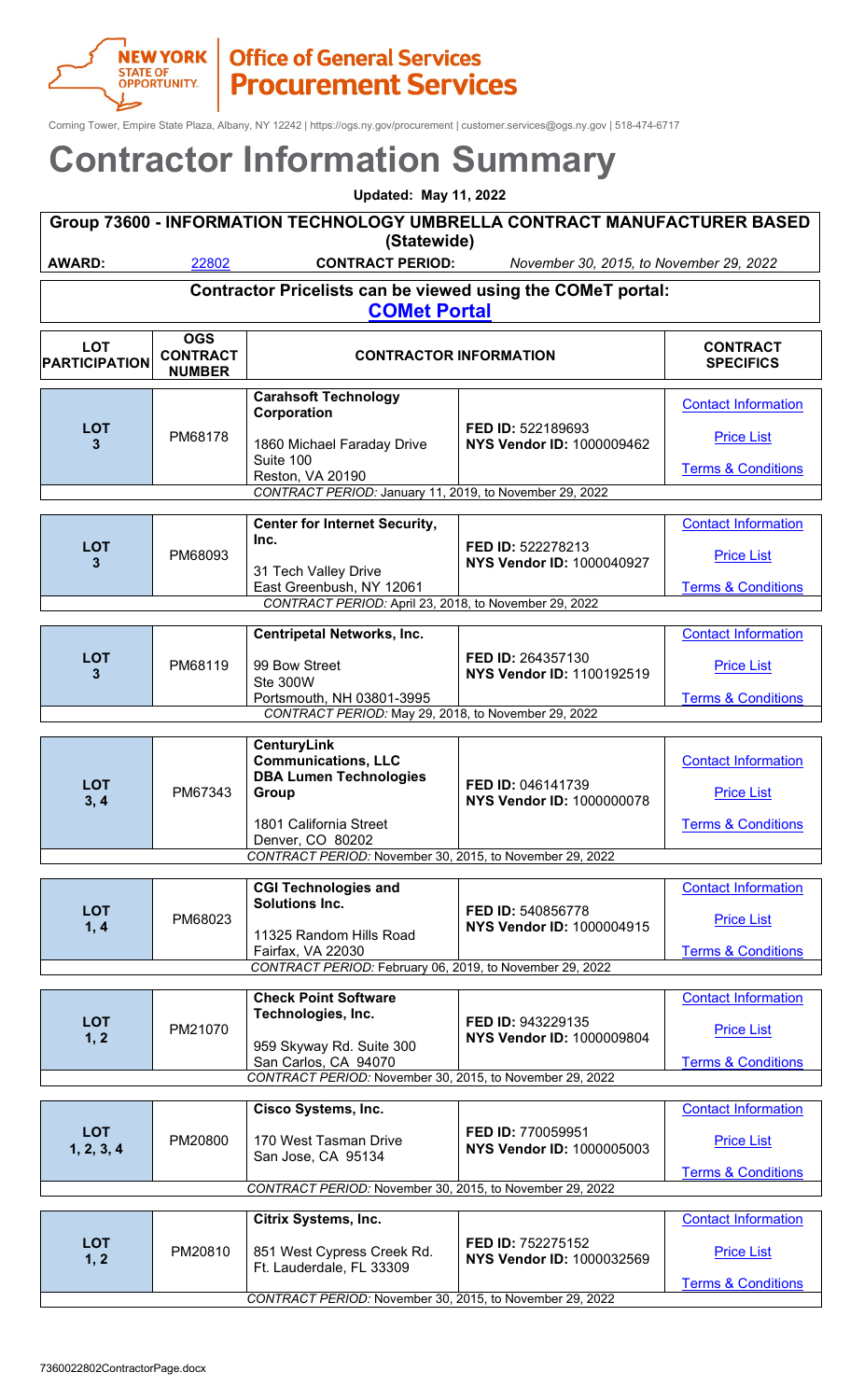Corning Tower, Empire State Plaza, Albany, NY 12242 | https://ogs.ny.gov/procurement | customer.services@ogs.ny.gov | 518-474-6717

# Contractor Information Summary

**Updated: May 11, 2022**

## Group 73600 - INFORMATION TECHNOLOGY UMBRELLA CONTRACT MANUFACTURER BASED (Statewide)

**AWARD:** 22802 **CONTRACT PERIOD:** *November 30, 2015, to November 29, 2022*

**Contractor Pricelists can be viewed using the COMeT portal:**
**COMet Portal**

| LOT PARTICIPATION | OGS CONTRACT NUMBER | CONTRACTOR INFORMATION | | CONTRACT SPECIFICS |
|---|---|---|---|---|
| **LOT 3** | PM68178 | **Carahsoft Technology Corporation**<br>1860 Michael Faraday Drive<br>Suite 100<br>Reston, VA 20190 | **FED ID:** 522189693<br>**NYS Vendor ID:** 1000009462 | Contact Information<br>Price List<br>Terms & Conditions |
| *CONTRACT PERIOD:* January 11, 2019, to November 29, 2022 | | | | |
| **LOT 3** | PM68093 | **Center for Internet Security, Inc.**<br>31 Tech Valley Drive<br>East Greenbush, NY 12061 | **FED ID:** 522278213<br>**NYS Vendor ID:** 1000040927 | Contact Information<br>Price List<br>Terms & Conditions |
| *CONTRACT PERIOD:* April 23, 2018, to November 29, 2022 | | | | |
| **LOT 3** | PM68119 | **Centripetal Networks, Inc.**<br>99 Bow Street<br>Ste 300W<br>Portsmouth, NH 03801-3995 | **FED ID:** 264357130<br>**NYS Vendor ID:** 1100192519 | Contact Information<br>Price List<br>Terms & Conditions |
| *CONTRACT PERIOD:* May 29, 2018, to November 29, 2022 | | | | |
| **LOT 3, 4** | PM67343 | **CenturyLink Communications, LLC DBA Lumen Technologies Group**<br>1801 California Street<br>Denver, CO 80202 | **FED ID:** 046141739<br>**NYS Vendor ID:** 1000000078 | Contact Information<br>Price List<br>Terms & Conditions |
| *CONTRACT PERIOD:* November 30, 2015, to November 29, 2022 | | | | |
| **LOT 1, 4** | PM68023 | **CGI Technologies and Solutions Inc.**<br>11325 Random Hills Road<br>Fairfax, VA 22030 | **FED ID:** 540856778<br>**NYS Vendor ID:** 1000004915 | Contact Information<br>Price List<br>Terms & Conditions |
| *CONTRACT PERIOD:* February 06, 2019, to November 29, 2022 | | | | |
| **LOT 1, 2** | PM21070 | **Check Point Software Technologies, Inc.**<br>959 Skyway Rd. Suite 300<br>San Carlos, CA 94070 | **FED ID:** 943229135<br>**NYS Vendor ID:** 1000009804 | Contact Information<br>Price List<br>Terms & Conditions |
| *CONTRACT PERIOD:* November 30, 2015, to November 29, 2022 | | | | |
| **LOT 1, 2, 3, 4** | PM20800 | **Cisco Systems, Inc.**<br>170 West Tasman Drive<br>San Jose, CA 95134 | **FED ID:** 770059951<br>**NYS Vendor ID:** 1000005003 | Contact Information<br>Price List<br>Terms & Conditions |
| *CONTRACT PERIOD:* November 30, 2015, to November 29, 2022 | | | | |
| **LOT 1, 2** | PM20810 | **Citrix Systems, Inc.**<br>851 West Cypress Creek Rd.<br>Ft. Lauderdale, FL 33309 | **FED ID:** 752275152<br>**NYS Vendor ID:** 1000032569 | Contact Information<br>Price List<br>Terms & Conditions |
| *CONTRACT PERIOD:* November 30, 2015, to November 29, 2022 | | | | |

7360022802ContractorPage.docx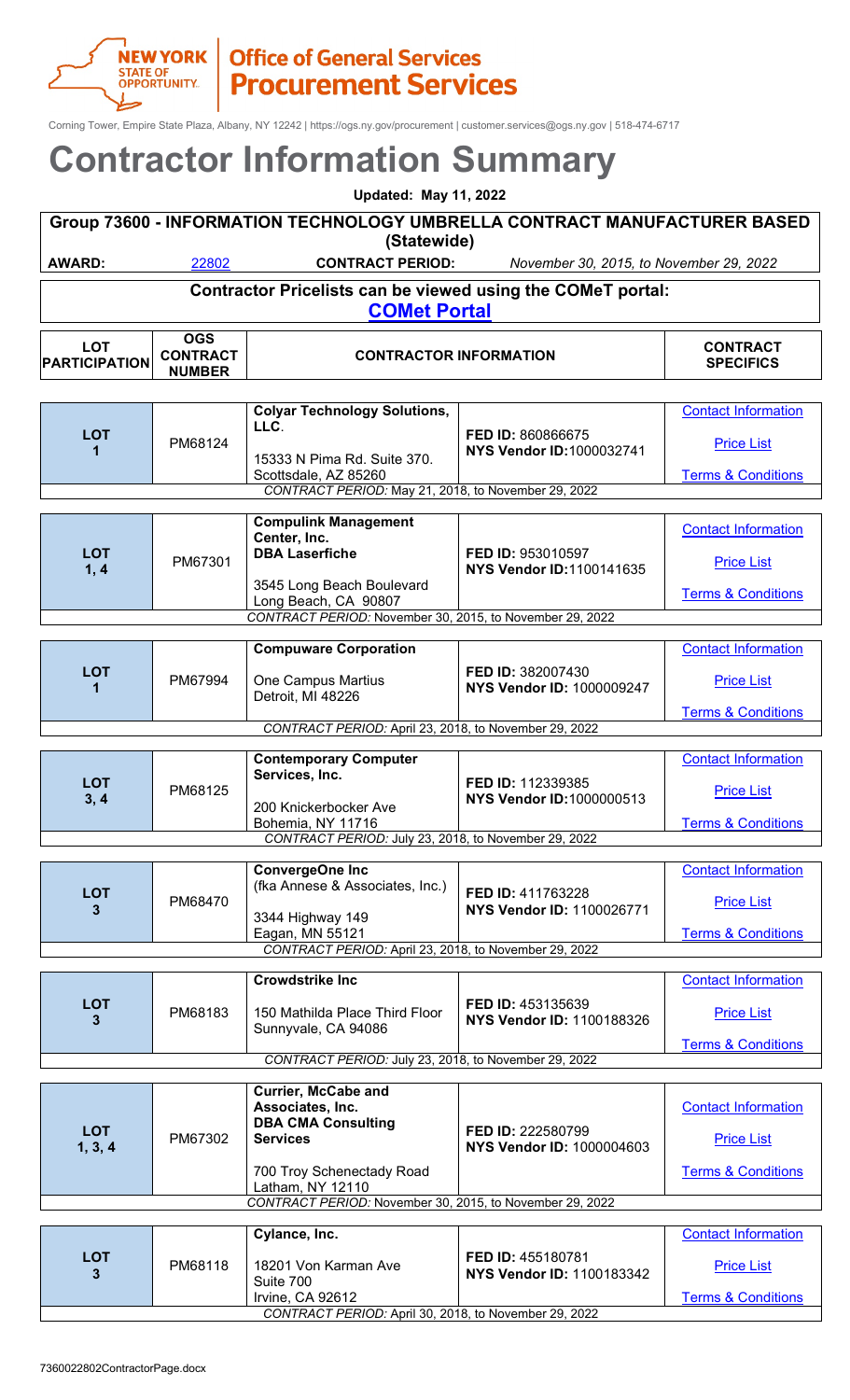Corning Tower, Empire State Plaza, Albany, NY 12242 | https://ogs.ny.gov/procurement | customer.services@ogs.ny.gov | 518-474-6717

# Contractor Information Summary

**Updated: May 11, 2022**

## Group 73600 - INFORMATION TECHNOLOGY UMBRELLA CONTRACT MANUFACTURER BASED (Statewide)

**AWARD:** 22802 **CONTRACT PERIOD:** *November 30, 2015, to November 29, 2022*

**Contractor Pricelists can be viewed using the COMeT portal:**
**COMet Portal**

| LOT PARTICIPATION | OGS CONTRACT NUMBER | CONTRACTOR INFORMATION | | CONTRACT SPECIFICS |
|---|---|---|---|---|
| **LOT 1** | PM68124 | **Colyar Technology Solutions, LLC**.<br>15333 N Pima Rd. Suite 370.<br>Scottsdale, AZ 85260 | **FED ID:** 860866675<br>**NYS Vendor ID:**1000032741 | Contact Information<br>Price List<br>Terms & Conditions |
| *CONTRACT PERIOD:* May 21, 2018, to November 29, 2022 | | | | |
| **LOT 1, 4** | PM67301 | **Compulink Management Center, Inc. DBA Laserfiche**<br>3545 Long Beach Boulevard<br>Long Beach, CA 90807 | **FED ID:** 953010597<br>**NYS Vendor ID:**1100141635 | Contact Information<br>Price List<br>Terms & Conditions |
| *CONTRACT PERIOD:* November 30, 2015, to November 29, 2022 | | | | |
| **LOT 1** | PM67994 | **Compuware Corporation**<br>One Campus Martius<br>Detroit, MI 48226 | **FED ID:** 382007430<br>**NYS Vendor ID:** 1000009247 | Contact Information<br>Price List<br>Terms & Conditions |
| *CONTRACT PERIOD:* April 23, 2018, to November 29, 2022 | | | | |
| **LOT 3, 4** | PM68125 | **Contemporary Computer Services, Inc.**<br>200 Knickerbocker Ave<br>Bohemia, NY 11716 | **FED ID:** 112339385<br>**NYS Vendor ID:**1000000513 | Contact Information<br>Price List<br>Terms & Conditions |
| *CONTRACT PERIOD:* July 23, 2018, to November 29, 2022 | | | | |
| **LOT 3** | PM68470 | **ConvergeOne Inc**<br>(fka Annese & Associates, Inc.)<br>3344 Highway 149<br>Eagan, MN 55121 | **FED ID:** 411763228<br>**NYS Vendor ID:** 1100026771 | Contact Information<br>Price List<br>Terms & Conditions |
| *CONTRACT PERIOD:* April 23, 2018, to November 29, 2022 | | | | |
| **LOT 3** | PM68183 | **Crowdstrike Inc**<br>150 Mathilda Place Third Floor<br>Sunnyvale, CA 94086 | **FED ID:** 453135639<br>**NYS Vendor ID:** 1100188326 | Contact Information<br>Price List<br>Terms & Conditions |
| *CONTRACT PERIOD:* July 23, 2018, to November 29, 2022 | | | | |
| **LOT 1, 3, 4** | PM67302 | **Currier, McCabe and Associates, Inc. DBA CMA Consulting Services**<br>700 Troy Schenectady Road<br>Latham, NY 12110 | **FED ID:** 222580799<br>**NYS Vendor ID:** 1000004603 | Contact Information<br>Price List<br>Terms & Conditions |
| *CONTRACT PERIOD:* November 30, 2015, to November 29, 2022 | | | | |
| **LOT 3** | PM68118 | **Cylance, Inc.**<br>18201 Von Karman Ave<br>Suite 700<br>Irvine, CA 92612 | **FED ID:** 455180781<br>**NYS Vendor ID:** 1100183342 | Contact Information<br>Price List<br>Terms & Conditions |
| *CONTRACT PERIOD:* April 30, 2018, to November 29, 2022 | | | | |

7360022802ContractorPage.docx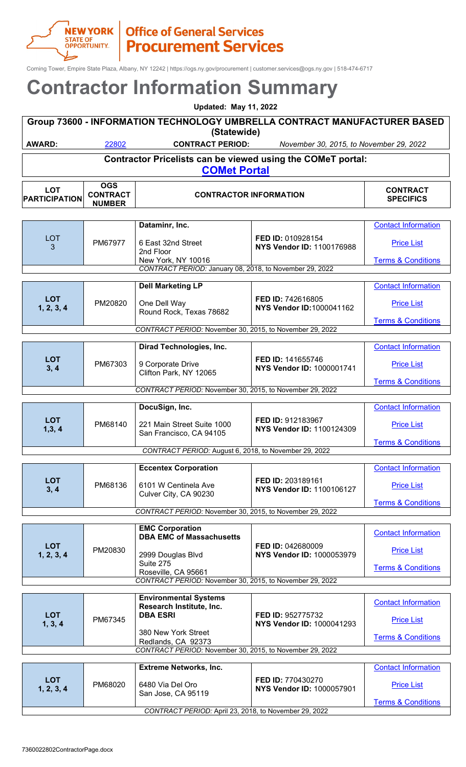**NEW YORK STATE OF OPPORTUNITY. | Office of General Services Procurement Services**

Corning Tower, Empire State Plaza, Albany, NY 12242 | https://ogs.ny.gov/procurement | customer.services@ogs.ny.gov | 518-474-6717

# Contractor Information Summary

**Updated: May 11, 2022**

## Group 73600 - INFORMATION TECHNOLOGY UMBRELLA CONTRACT MANUFACTURER BASED (Statewide)

**AWARD:** 22802 **CONTRACT PERIOD:** *November 30, 2015, to November 29, 2022*

**Contractor Pricelists can be viewed using the COMeT portal: COMet Portal**

| LOT PARTICIPATION | OGS CONTRACT NUMBER | CONTRACTOR INFORMATION | | CONTRACT SPECIFICS |
|---|---|---|---|---|
| LOT 3 | PM67977 | **Dataminr, Inc.**<br>6 East 32nd Street<br>2nd Floor<br>New York, NY 10016 | **FED ID:** 010928154<br>**NYS Vendor ID:** 1100176988 | Contact Information<br>Price List<br>Terms & Conditions |
| | | *CONTRACT PERIOD:* January 08, 2018, to November 29, 2022 | | |
| **LOT 1, 2, 3, 4** | PM20820 | **Dell Marketing LP**<br>One Dell Way<br>Round Rock, Texas 78682 | **FED ID:** 742616805<br>**NYS Vendor ID:** 1000041162 | Contact Information<br>Price List<br>Terms & Conditions |
| | | *CONTRACT PERIOD:* November 30, 2015, to November 29, 2022 | | |
| **LOT 3, 4** | PM67303 | **Dirad Technologies, Inc.**<br>9 Corporate Drive<br>Clifton Park, NY 12065 | **FED ID:** 141655746<br>**NYS Vendor ID:** 1000001741 | Contact Information<br>Price List<br>Terms & Conditions |
| | | *CONTRACT PERIOD:* November 30, 2015, to November 29, 2022 | | |
| **LOT 1,3, 4** | PM68140 | **DocuSign, Inc.**<br>221 Main Street Suite 1000<br>San Francisco, CA 94105 | **FED ID:** 912183967<br>**NYS Vendor ID:** 1100124309 | Contact Information<br>Price List<br>Terms & Conditions |
| | | *CONTRACT PERIOD:* August 6, 2018, to November 29, 2022 | | |
| **LOT 3, 4** | PM68136 | **Eccentex Corporation**<br>6101 W Centinela Ave<br>Culver City, CA 90230 | **FED ID:** 203189161<br>**NYS Vendor ID:** 1100106127 | Contact Information<br>Price List<br>Terms & Conditions |
| | | *CONTRACT PERIOD:* November 30, 2015, to November 29, 2022 | | |
| **LOT 1, 2, 3, 4** | PM20830 | **EMC Corporation DBA EMC of Massachusetts**<br>2999 Douglas Blvd<br>Suite 275<br>Roseville, CA 95661 | **FED ID:** 042680009<br>**NYS Vendor ID:** 1000053979 | Contact Information<br>Price List<br>Terms & Conditions |
| | | *CONTRACT PERIOD:* November 30, 2015, to November 29, 2022 | | |
| **LOT 1, 3, 4** | PM67345 | **Environmental Systems Research Institute, Inc. DBA ESRI**<br>380 New York Street<br>Redlands, CA 92373 | **FED ID:** 952775732<br>**NYS Vendor ID:** 1000041293 | Contact Information<br>Price List<br>Terms & Conditions |
| | | *CONTRACT PERIOD:* November 30, 2015, to November 29, 2022 | | |
| **LOT 1, 2, 3, 4** | PM68020 | **Extreme Networks, Inc.**<br>6480 Via Del Oro<br>San Jose, CA 95119 | **FED ID:** 770430270<br>**NYS Vendor ID:** 1000057901 | Contact Information<br>Price List<br>Terms & Conditions |
| | | *CONTRACT PERIOD:* April 23, 2018, to November 29, 2022 | | |

7360022802ContractorPage.docx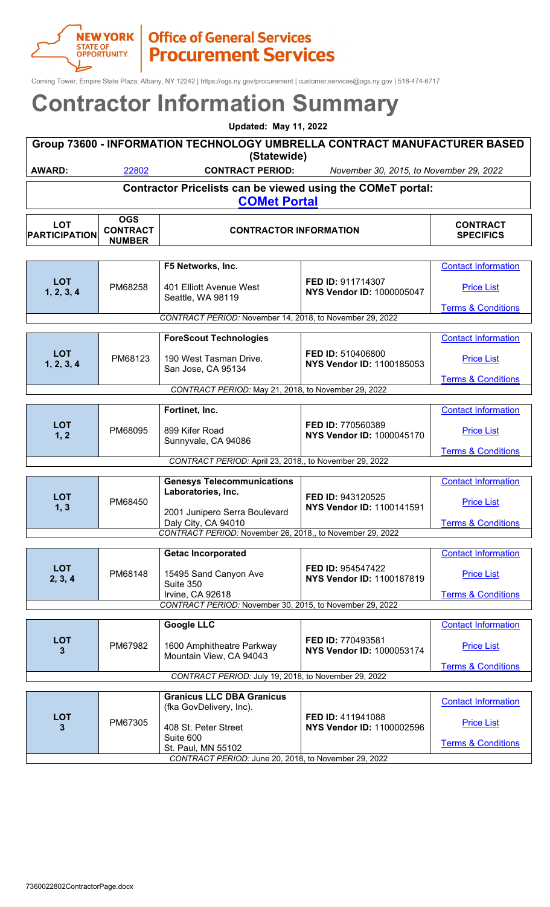# Contractor Information Summary

**Updated: May 11, 2022**

## Group 73600 - INFORMATION TECHNOLOGY UMBRELLA CONTRACT MANUFACTURER BASED (Statewide)

**AWARD:** 22802 **CONTRACT PERIOD:** *November 30, 2015, to November 29, 2022*

**Contractor Pricelists can be viewed using the COMeT portal:**
**COMet Portal**

| LOT PARTICIPATION | OGS CONTRACT NUMBER | CONTRACTOR INFORMATION | | CONTRACT SPECIFICS |
|---|---|---|---|---|
| **LOT 1, 2, 3, 4** | PM68258 | **F5 Networks, Inc.**<br>401 Elliott Avenue West<br>Seattle, WA 98119 | **FED ID:** 911714307<br>**NYS Vendor ID:** 1000005047 | Contact Information<br>Price List<br>Terms & Conditions |
| *CONTRACT PERIOD:* November 14, 2018, to November 29, 2022 | | | | |
| **LOT 1, 2, 3, 4** | PM68123 | **ForeScout Technologies**<br>190 West Tasman Drive.<br>San Jose, CA 95134 | **FED ID:** 510406800<br>**NYS Vendor ID:** 1100185053 | Contact Information<br>Price List<br>Terms & Conditions |
| *CONTRACT PERIOD:* May 21, 2018, to November 29, 2022 | | | | |
| **LOT 1, 2** | PM68095 | **Fortinet, Inc.**<br>899 Kifer Road<br>Sunnyvale, CA 94086 | **FED ID:** 770560389<br>**NYS Vendor ID:** 1000045170 | Contact Information<br>Price List<br>Terms & Conditions |
| *CONTRACT PERIOD:* April 23, 2018,, to November 29, 2022 | | | | |
| **LOT 1, 3** | PM68450 | **Genesys Telecommunications Laboratories, Inc.**<br>2001 Junipero Serra Boulevard<br>Daly City, CA 94010 | **FED ID:** 943120525<br>**NYS Vendor ID:** 1100141591 | Contact Information<br>Price List<br>Terms & Conditions |
| *CONTRACT PERIOD:* November 26, 2018,, to November 29, 2022 | | | | |
| **LOT 2, 3, 4** | PM68148 | **Getac Incorporated**<br>15495 Sand Canyon Ave<br>Suite 350<br>Irvine, CA 92618 | **FED ID:** 954547422<br>**NYS Vendor ID:** 1100187819 | Contact Information<br>Price List<br>Terms & Conditions |
| *CONTRACT PERIOD:* November 30, 2015, to November 29, 2022 | | | | |
| **LOT 3** | PM67982 | **Google LLC**<br>1600 Amphitheatre Parkway<br>Mountain View, CA 94043 | **FED ID:** 770493581<br>**NYS Vendor ID:** 1000053174 | Contact Information<br>Price List<br>Terms & Conditions |
| *CONTRACT PERIOD:* July 19, 2018, to November 29, 2022 | | | | |
| **LOT 3** | PM67305 | **Granicus LLC DBA Granicus** (fka GovDelivery, Inc).<br>408 St. Peter Street<br>Suite 600<br>St. Paul, MN 55102 | **FED ID:** 411941088<br>**NYS Vendor ID:** 1100002596 | Contact Information<br>Price List<br>Terms & Conditions |
| *CONTRACT PERIOD:* June 20, 2018, to November 29, 2022 | | | | |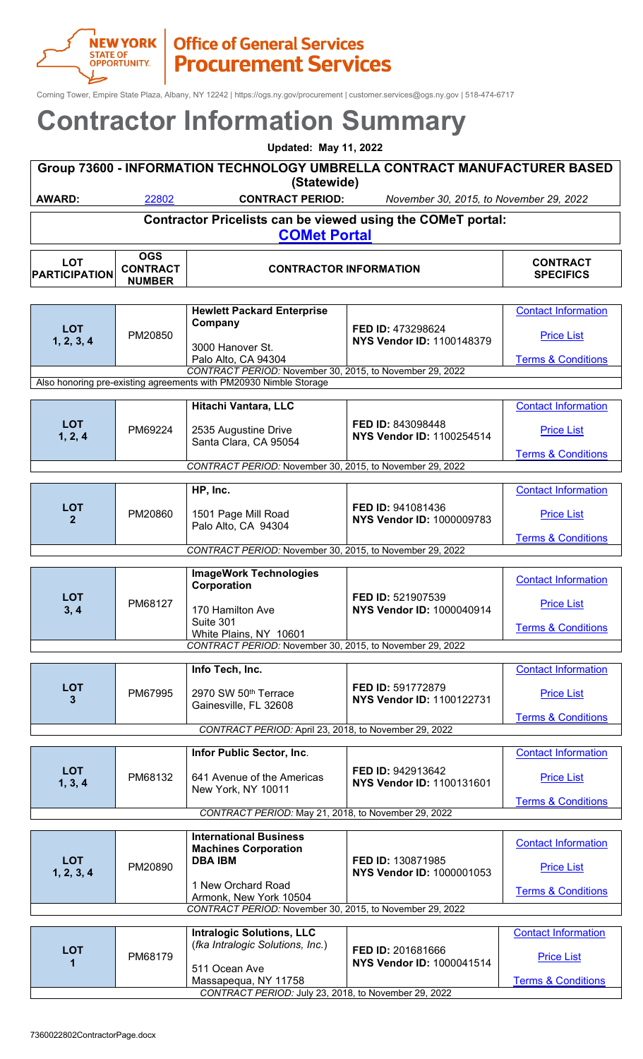Corning Tower, Empire State Plaza, Albany, NY 12242 | https://ogs.ny.gov/procurement | customer.services@ogs.ny.gov | 518-474-6717

# Contractor Information Summary

**Updated: May 11, 2022**

## Group 73600 - INFORMATION TECHNOLOGY UMBRELLA CONTRACT MANUFACTURER BASED (Statewide)

**AWARD:** 22802 **CONTRACT PERIOD:** *November 30, 2015, to November 29, 2022*

**Contractor Pricelists can be viewed using the COMeT portal:**
**COMet Portal**

| LOT PARTICIPATION | OGS CONTRACT NUMBER | CONTRACTOR INFORMATION | | CONTRACT SPECIFICS |
|---|---|---|---|---|
| **LOT 1, 2, 3, 4** | PM20850 | **Hewlett Packard Enterprise Company**<br>3000 Hanover St.<br>Palo Alto, CA 94304 | **FED ID:** 473298624<br>**NYS Vendor ID:** 1100148379 | Contact Information<br>Price List<br>Terms & Conditions |
| *CONTRACT PERIOD:* November 30, 2015, to November 29, 2022 | | | | |
| Also honoring pre-existing agreements with PM20930 Nimble Storage | | | | |
| **LOT 1, 2, 4** | PM69224 | **Hitachi Vantara, LLC**<br>2535 Augustine Drive<br>Santa Clara, CA 95054 | **FED ID:** 843098448<br>**NYS Vendor ID:** 1100254514 | Contact Information<br>Price List<br>Terms & Conditions |
| *CONTRACT PERIOD:* November 30, 2015, to November 29, 2022 | | | | |
| **LOT 2** | PM20860 | **HP, Inc.**<br>1501 Page Mill Road<br>Palo Alto, CA 94304 | **FED ID:** 941081436<br>**NYS Vendor ID:** 1000009783 | Contact Information<br>Price List<br>Terms & Conditions |
| *CONTRACT PERIOD:* November 30, 2015, to November 29, 2022 | | | | |
| **LOT 3, 4** | PM68127 | **ImageWork Technologies Corporation**<br>170 Hamilton Ave<br>Suite 301<br>White Plains, NY 10601 | **FED ID:** 521907539<br>**NYS Vendor ID:** 1000040914 | Contact Information<br>Price List<br>Terms & Conditions |
| *CONTRACT PERIOD:* November 30, 2015, to November 29, 2022 | | | | |
| **LOT 3** | PM67995 | **Info Tech, Inc.**<br>2970 SW 50th Terrace<br>Gainesville, FL 32608 | **FED ID:** 591772879<br>**NYS Vendor ID:** 1100122731 | Contact Information<br>Price List<br>Terms & Conditions |
| *CONTRACT PERIOD:* April 23, 2018, to November 29, 2022 | | | | |
| **LOT 1, 3, 4** | PM68132 | **Infor Public Sector, Inc**.<br>641 Avenue of the Americas<br>New York, NY 10011 | **FED ID:** 942913642<br>**NYS Vendor ID:** 1100131601 | Contact Information<br>Price List<br>Terms & Conditions |
| *CONTRACT PERIOD:* May 21, 2018, to November 29, 2022 | | | | |
| **LOT 1, 2, 3, 4** | PM20890 | **International Business Machines Corporation DBA IBM**<br>1 New Orchard Road<br>Armonk, New York 10504 | **FED ID:** 130871985<br>**NYS Vendor ID:** 1000001053 | Contact Information<br>Price List<br>Terms & Conditions |
| *CONTRACT PERIOD:* November 30, 2015, to November 29, 2022 | | | | |
| **LOT 1** | PM68179 | **Intralogic Solutions, LLC**<br>(*fka Intralogic Solutions, Inc.*)<br>511 Ocean Ave<br>Massapequa, NY 11758 | **FED ID:** 201681666<br>**NYS Vendor ID:** 1000041514 | Contact Information<br>Price List<br>Terms & Conditions |
| *CONTRACT PERIOD:* July 23, 2018, to November 29, 2022 | | | | |

7360022802ContractorPage.docx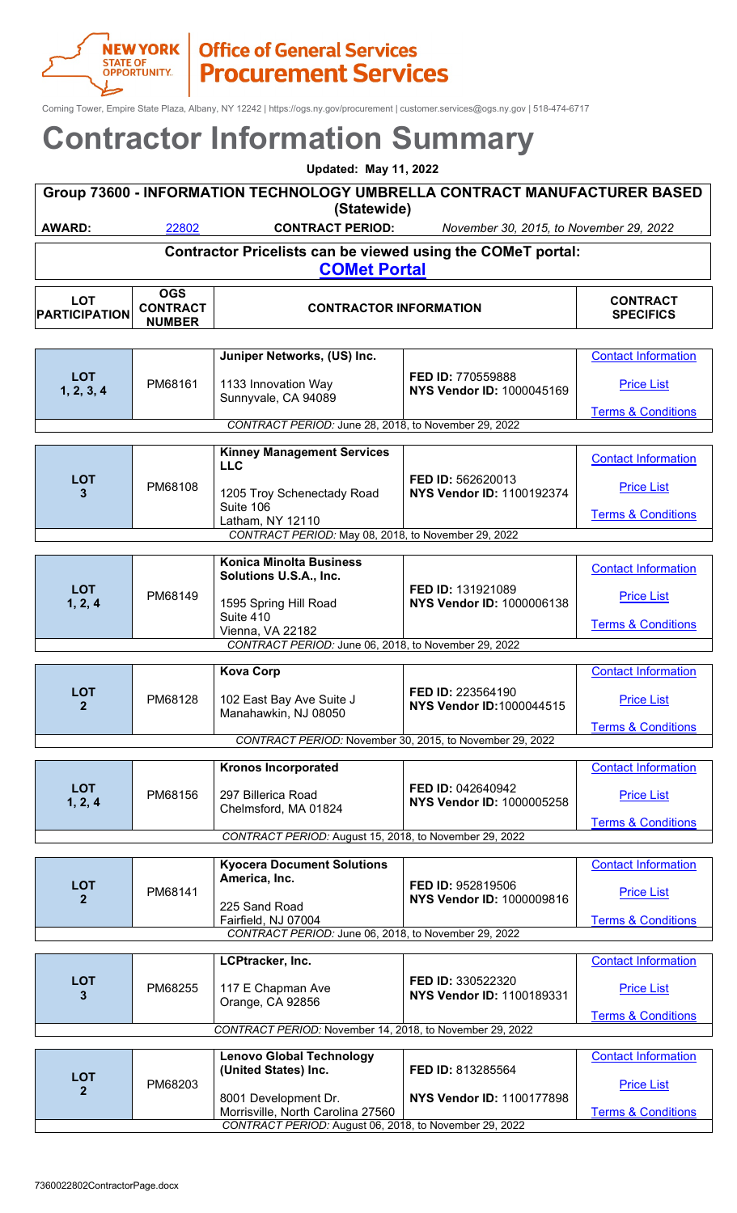NEW YORK STATE OF OPPORTUNITY. | Office of General Services Procurement Services

Corning Tower, Empire State Plaza, Albany, NY 12242 | https://ogs.ny.gov/procurement | customer.services@ogs.ny.gov | 518-474-6717

# Contractor Information Summary

**Updated: May 11, 2022**

## Group 73600 - INFORMATION TECHNOLOGY UMBRELLA CONTRACT MANUFACTURER BASED (Statewide)

**AWARD:** 22802 **CONTRACT PERIOD:** *November 30, 2015, to November 29, 2022*

**Contractor Pricelists can be viewed using the COMeT portal:**
**COMet Portal**

| LOT PARTICIPATION | OGS CONTRACT NUMBER | CONTRACTOR INFORMATION | | CONTRACT SPECIFICS |
|---|---|---|---|---|
| **LOT 1, 2, 3, 4** | PM68161 | **Juniper Networks, (US) Inc.**<br>1133 Innovation Way<br>Sunnyvale, CA 94089 | **FED ID:** 770559888<br>**NYS Vendor ID:** 1000045169 | Contact Information<br>Price List<br>Terms & Conditions |
| *CONTRACT PERIOD:* June 28, 2018, to November 29, 2022 | | | | |
| **LOT 3** | PM68108 | **Kinney Management Services LLC**<br>1205 Troy Schenectady Road<br>Suite 106<br>Latham, NY 12110 | **FED ID:** 562620013<br>**NYS Vendor ID:** 1100192374 | Contact Information<br>Price List<br>Terms & Conditions |
| *CONTRACT PERIOD:* May 08, 2018, to November 29, 2022 | | | | |
| **LOT 1, 2, 4** | PM68149 | **Konica Minolta Business Solutions U.S.A., Inc.**<br>1595 Spring Hill Road<br>Suite 410<br>Vienna, VA 22182 | **FED ID:** 131921089<br>**NYS Vendor ID:** 1000006138 | Contact Information<br>Price List<br>Terms & Conditions |
| *CONTRACT PERIOD:* June 06, 2018, to November 29, 2022 | | | | |
| **LOT 2** | PM68128 | **Kova Corp**<br>102 East Bay Ave Suite J<br>Manahawkin, NJ 08050 | **FED ID:** 223564190<br>**NYS Vendor ID:**1000044515 | Contact Information<br>Price List<br>Terms & Conditions |
| *CONTRACT PERIOD:* November 30, 2015, to November 29, 2022 | | | | |
| **LOT 1, 2, 4** | PM68156 | **Kronos Incorporated**<br>297 Billerica Road<br>Chelmsford, MA 01824 | **FED ID:** 042640942<br>**NYS Vendor ID:** 1000005258 | Contact Information<br>Price List<br>Terms & Conditions |
| *CONTRACT PERIOD:* August 15, 2018, to November 29, 2022 | | | | |
| **LOT 2** | PM68141 | **Kyocera Document Solutions America, Inc.**<br>225 Sand Road<br>Fairfield, NJ 07004 | **FED ID:** 952819506<br>**NYS Vendor ID:** 1000009816 | Contact Information<br>Price List<br>Terms & Conditions |
| *CONTRACT PERIOD:* June 06, 2018, to November 29, 2022 | | | | |
| **LOT 3** | PM68255 | **LCPtracker, Inc.**<br>117 E Chapman Ave<br>Orange, CA 92856 | **FED ID:** 330522320<br>**NYS Vendor ID:** 1100189331 | Contact Information<br>Price List<br>Terms & Conditions |
| *CONTRACT PERIOD:* November 14, 2018, to November 29, 2022 | | | | |
| **LOT 2** | PM68203 | **Lenovo Global Technology (United States) Inc.**<br>8001 Development Dr.<br>Morrisville, North Carolina 27560 | **FED ID:** 813285564<br>**NYS Vendor ID:** 1100177898 | Contact Information<br>Price List<br>Terms & Conditions |
| *CONTRACT PERIOD:* August 06, 2018, to November 29, 2022 | | | | |

7360022802ContractorPage.docx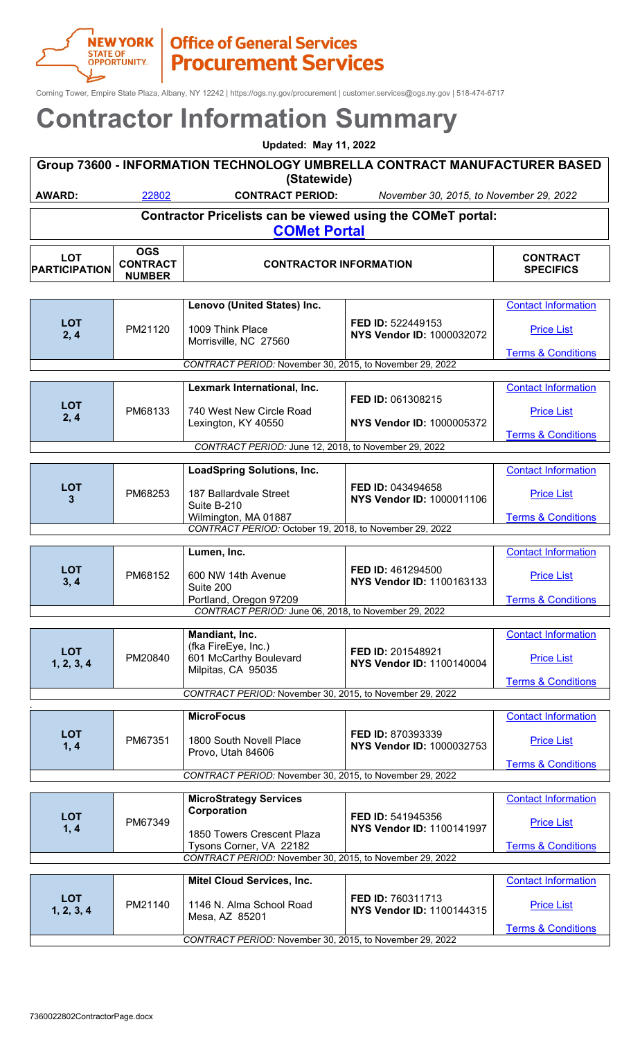NEW YORK STATE OF OPPORTUNITY. | Office of General Services Procurement Services

Corning Tower, Empire State Plaza, Albany, NY 12242 | https://ogs.ny.gov/procurement | customer.services@ogs.ny.gov | 518-474-6717

# Contractor Information Summary

**Updated: May 11, 2022**

## Group 73600 - INFORMATION TECHNOLOGY UMBRELLA CONTRACT MANUFACTURER BASED (Statewide)

**AWARD:** 22802 **CONTRACT PERIOD:** *November 30, 2015, to November 29, 2022*

**Contractor Pricelists can be viewed using the COMeT portal:**
**COMet Portal**

| LOT PARTICIPATION | OGS CONTRACT NUMBER | CONTRACTOR INFORMATION | | CONTRACT SPECIFICS |
|---|---|---|---|---|
| LOT 2, 4 | PM21120 | **Lenovo (United States) Inc.**<br>1009 Think Place<br>Morrisville, NC 27560 | **FED ID:** 522449153<br>**NYS Vendor ID:** 1000032072 | Contact Information<br>Price List<br>Terms & Conditions |
| *CONTRACT PERIOD:* November 30, 2015, to November 29, 2022 | | | | |
| LOT 2, 4 | PM68133 | **Lexmark International, Inc.**<br>740 West New Circle Road<br>Lexington, KY 40550 | **FED ID:** 061308215<br>**NYS Vendor ID:** 1000005372 | Contact Information<br>Price List<br>Terms & Conditions |
| *CONTRACT PERIOD:* June 12, 2018, to November 29, 2022 | | | | |
| LOT 3 | PM68253 | **LoadSpring Solutions, Inc.**<br>187 Ballardvale Street<br>Suite B-210<br>Wilmington, MA 01887 | **FED ID:** 043494658<br>**NYS Vendor ID:** 1000011106 | Contact Information<br>Price List<br>Terms & Conditions |
| *CONTRACT PERIOD:* October 19, 2018, to November 29, 2022 | | | | |
| LOT 3, 4 | PM68152 | **Lumen, Inc.**<br>600 NW 14th Avenue<br>Suite 200<br>Portland, Oregon 97209 | **FED ID:** 461294500<br>**NYS Vendor ID:** 1100163133 | Contact Information<br>Price List<br>Terms & Conditions |
| *CONTRACT PERIOD:* June 06, 2018, to November 29, 2022 | | | | |
| LOT 1, 2, 3, 4 | PM20840 | **Mandiant, Inc.**<br>(fka FireEye, Inc.)<br>601 McCarthy Boulevard<br>Milpitas, CA 95035 | **FED ID:** 201548921<br>**NYS Vendor ID:** 1100140004 | Contact Information<br>Price List<br>Terms & Conditions |
| *CONTRACT PERIOD:* November 30, 2015, to November 29, 2022 | | | | |
| LOT 1, 4 | PM67351 | **MicroFocus**<br>1800 South Novell Place<br>Provo, Utah 84606 | **FED ID:** 870393339<br>**NYS Vendor ID:** 1000032753 | Contact Information<br>Price List<br>Terms & Conditions |
| *CONTRACT PERIOD:* November 30, 2015, to November 29, 2022 | | | | |
| LOT 1, 4 | PM67349 | **MicroStrategy Services Corporation**<br>1850 Towers Crescent Plaza<br>Tysons Corner, VA 22182 | **FED ID:** 541945356<br>**NYS Vendor ID:** 1100141997 | Contact Information<br>Price List<br>Terms & Conditions |
| *CONTRACT PERIOD:* November 30, 2015, to November 29, 2022 | | | | |
| LOT 1, 2, 3, 4 | PM21140 | **Mitel Cloud Services, Inc.**<br>1146 N. Alma School Road<br>Mesa, AZ 85201 | **FED ID:** 760311713<br>**NYS Vendor ID:** 1100144315 | Contact Information<br>Price List<br>Terms & Conditions |
| *CONTRACT PERIOD:* November 30, 2015, to November 29, 2022 | | | | |

7360022802ContractorPage.docx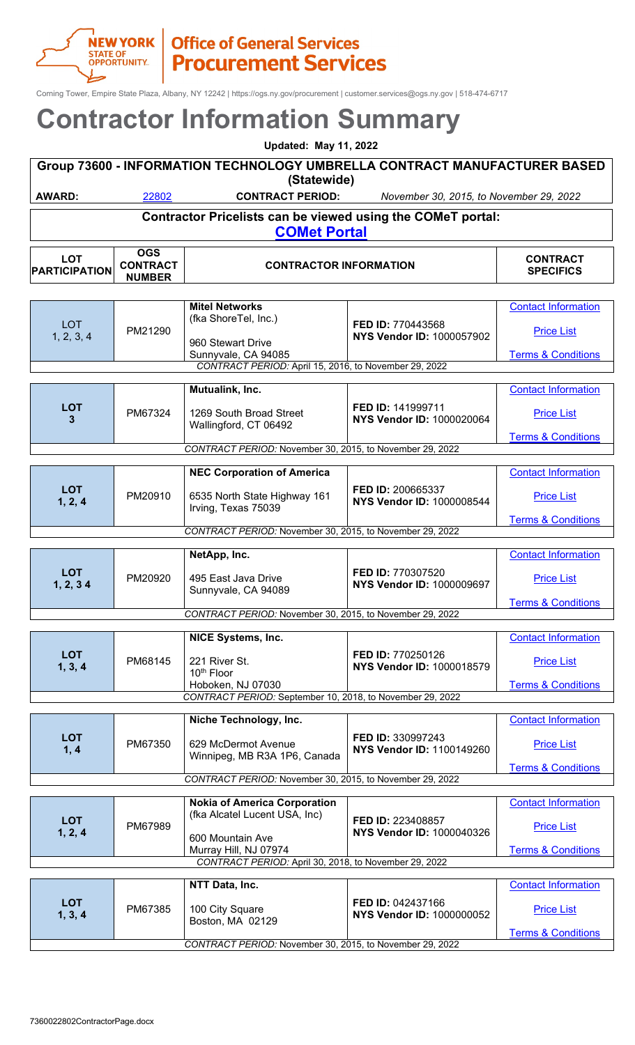Corning Tower, Empire State Plaza, Albany, NY 12242 | https://ogs.ny.gov/procurement | customer.services@ogs.ny.gov | 518-474-6717

# Contractor Information Summary

**Updated: May 11, 2022**

## Group 73600 - INFORMATION TECHNOLOGY UMBRELLA CONTRACT MANUFACTURER BASED (Statewide)

**AWARD:** 22802 **CONTRACT PERIOD:** *November 30, 2015, to November 29, 2022*

**Contractor Pricelists can be viewed using the COMeT portal:**
**COMet Portal**

| LOT PARTICIPATION | OGS CONTRACT NUMBER | CONTRACTOR INFORMATION | | CONTRACT SPECIFICS |
|---|---|---|---|---|
| LOT 1, 2, 3, 4 | PM21290 | **Mitel Networks** (fka ShoreTel, Inc.) 960 Stewart Drive Sunnyvale, CA 94085 | **FED ID:** 770443568 **NYS Vendor ID:** 1000057902 | Contact Information / Price List / Terms & Conditions |
| *CONTRACT PERIOD:* April 15, 2016, to November 29, 2022 | | | | |
| **LOT 3** | PM67324 | **Mutualink, Inc.** 1269 South Broad Street Wallingford, CT 06492 | **FED ID:** 141999711 **NYS Vendor ID:** 1000020064 | Contact Information / Price List / Terms & Conditions |
| *CONTRACT PERIOD:* November 30, 2015, to November 29, 2022 | | | | |
| **LOT 1, 2, 4** | PM20910 | **NEC Corporation of America** 6535 North State Highway 161 Irving, Texas 75039 | **FED ID:** 200665337 **NYS Vendor ID:** 1000008544 | Contact Information / Price List / Terms & Conditions |
| *CONTRACT PERIOD:* November 30, 2015, to November 29, 2022 | | | | |
| **LOT 1, 2, 3 4** | PM20920 | **NetApp, Inc.** 495 East Java Drive Sunnyvale, CA 94089 | **FED ID:** 770307520 **NYS Vendor ID:** 1000009697 | Contact Information / Price List / Terms & Conditions |
| *CONTRACT PERIOD:* November 30, 2015, to November 29, 2022 | | | | |
| **LOT 1, 3, 4** | PM68145 | **NICE Systems, Inc.** 221 River St. 10th Floor Hoboken, NJ 07030 | **FED ID:** 770250126 **NYS Vendor ID:** 1000018579 | Contact Information / Price List / Terms & Conditions |
| *CONTRACT PERIOD:* September 10, 2018, to November 29, 2022 | | | | |
| **LOT 1, 4** | PM67350 | **Niche Technology, Inc.** 629 McDermot Avenue Winnipeg, MB R3A 1P6, Canada | **FED ID:** 330997243 **NYS Vendor ID:** 1100149260 | Contact Information / Price List / Terms & Conditions |
| *CONTRACT PERIOD:* November 30, 2015, to November 29, 2022 | | | | |
| **LOT 1, 2, 4** | PM67989 | **Nokia of America Corporation** (fka Alcatel Lucent USA, Inc) 600 Mountain Ave Murray Hill, NJ 07974 | **FED ID:** 223408857 **NYS Vendor ID:** 1000040326 | Contact Information / Price List / Terms & Conditions |
| *CONTRACT PERIOD:* April 30, 2018, to November 29, 2022 | | | | |
| **LOT 1, 3, 4** | PM67385 | **NTT Data, Inc.** 100 City Square Boston, MA 02129 | **FED ID:** 042437166 **NYS Vendor ID:** 1000000052 | Contact Information / Price List / Terms & Conditions |
| *CONTRACT PERIOD:* November 30, 2015, to November 29, 2022 | | | | |

7360022802ContractorPage.docx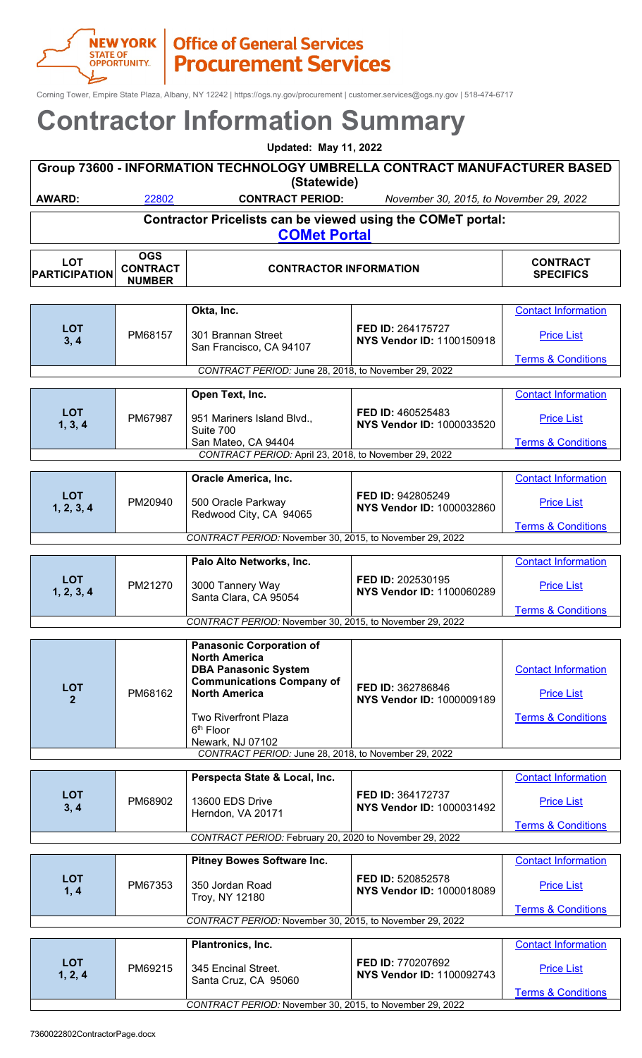NEW YORK STATE OF OPPORTUNITY. | Office of General Services Procurement Services

Corning Tower, Empire State Plaza, Albany, NY 12242 | https://ogs.ny.gov/procurement | customer.services@ogs.ny.gov | 518-474-6717

# Contractor Information Summary

**Updated: May 11, 2022**

## Group 73600 - INFORMATION TECHNOLOGY UMBRELLA CONTRACT MANUFACTURER BASED (Statewide)

**AWARD:** 22802 **CONTRACT PERIOD:** *November 30, 2015, to November 29, 2022*

**Contractor Pricelists can be viewed using the COMeT portal:**
**COMet Portal**

| LOT PARTICIPATION | OGS CONTRACT NUMBER | CONTRACTOR INFORMATION | | CONTRACT SPECIFICS |
|---|---|---|---|---|
| **LOT 3, 4** | PM68157 | **Okta, Inc.**<br>301 Brannan Street<br>San Francisco, CA 94107 | **FED ID:** 264175727<br>**NYS Vendor ID:** 1100150918 | Contact Information<br>Price List<br>Terms & Conditions |
| | | *CONTRACT PERIOD:* June 28, 2018, to November 29, 2022 | | |
| **LOT 1, 3, 4** | PM67987 | **Open Text, Inc.**<br>951 Mariners Island Blvd., Suite 700<br>San Mateo, CA 94404 | **FED ID:** 460525483<br>**NYS Vendor ID:** 1000033520 | Contact Information<br>Price List<br>Terms & Conditions |
| | | *CONTRACT PERIOD:* April 23, 2018, to November 29, 2022 | | |
| **LOT 1, 2, 3, 4** | PM20940 | **Oracle America, Inc.**<br>500 Oracle Parkway<br>Redwood City, CA 94065 | **FED ID:** 942805249<br>**NYS Vendor ID:** 1000032860 | Contact Information<br>Price List<br>Terms & Conditions |
| | | *CONTRACT PERIOD:* November 30, 2015, to November 29, 2022 | | |
| **LOT 1, 2, 3, 4** | PM21270 | **Palo Alto Networks, Inc.**<br>3000 Tannery Way<br>Santa Clara, CA 95054 | **FED ID:** 202530195<br>**NYS Vendor ID:** 1100060289 | Contact Information<br>Price List<br>Terms & Conditions |
| | | *CONTRACT PERIOD:* November 30, 2015, to November 29, 2022 | | |
| **LOT 2** | PM68162 | **Panasonic Corporation of North America DBA Panasonic System Communications Company of North America**<br>Two Riverfront Plaza<br>6th Floor<br>Newark, NJ 07102 | **FED ID:** 362786846<br>**NYS Vendor ID:** 1000009189 | Contact Information<br>Price List<br>Terms & Conditions |
| | | *CONTRACT PERIOD:* June 28, 2018, to November 29, 2022 | | |
| **LOT 3, 4** | PM68902 | **Perspecta State & Local, Inc.**<br>13600 EDS Drive<br>Herndon, VA 20171 | **FED ID:** 364172737<br>**NYS Vendor ID:** 1000031492 | Contact Information<br>Price List<br>Terms & Conditions |
| | | *CONTRACT PERIOD:* February 20, 2020 to November 29, 2022 | | |
| **LOT 1, 4** | PM67353 | **Pitney Bowes Software Inc.**<br>350 Jordan Road<br>Troy, NY 12180 | **FED ID:** 520852578<br>**NYS Vendor ID:** 1000018089 | Contact Information<br>Price List<br>Terms & Conditions |
| | | *CONTRACT PERIOD:* November 30, 2015, to November 29, 2022 | | |
| **LOT 1, 2, 4** | PM69215 | **Plantronics, Inc.**<br>345 Encinal Street.<br>Santa Cruz, CA 95060 | **FED ID:** 770207692<br>**NYS Vendor ID:** 1100092743 | Contact Information<br>Price List<br>Terms & Conditions |
| | | *CONTRACT PERIOD:* November 30, 2015, to November 29, 2022 | | |

7360022802ContractorPage.docx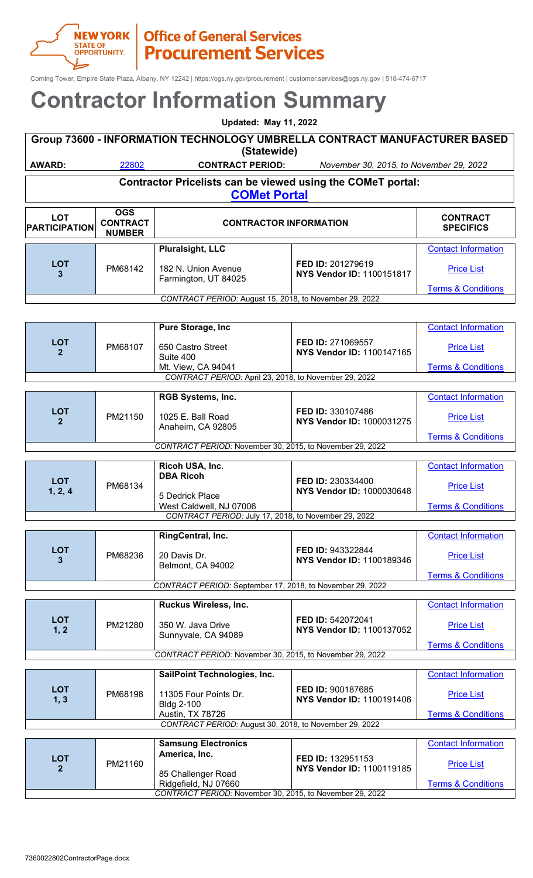Corning Tower, Empire State Plaza, Albany, NY 12242 | https://ogs.ny.gov/procurement | customer.services@ogs.ny.gov | 518-474-6717

# Contractor Information Summary

**Updated: May 11, 2022**

## Group 73600 - INFORMATION TECHNOLOGY UMBRELLA CONTRACT MANUFACTURER BASED (Statewide)

**AWARD:** 22802 **CONTRACT PERIOD:** *November 30, 2015, to November 29, 2022*

### Contractor Pricelists can be viewed using the COMeT portal: COMet Portal

| LOT PARTICIPATION | OGS CONTRACT NUMBER | CONTRACTOR INFORMATION | | CONTRACT SPECIFICS |
|---|---|---|---|---|
| LOT 3 | PM68142 | **Pluralsight, LLC**<br>182 N. Union Avenue<br>Farmington, UT 84025 | **FED ID:** 201279619<br>**NYS Vendor ID:** 1100151817 | Contact Information<br>Price List<br>Terms & Conditions |
| *CONTRACT PERIOD:* August 15, 2018, to November 29, 2022 | | | | |
| LOT 2 | PM68107 | **Pure Storage, Inc**<br>650 Castro Street<br>Suite 400<br>Mt. View, CA 94041 | **FED ID:** 271069557<br>**NYS Vendor ID:** 1100147165 | Contact Information<br>Price List<br>Terms & Conditions |
| *CONTRACT PERIOD:* April 23, 2018, to November 29, 2022 | | | | |
| LOT 2 | PM21150 | **RGB Systems, Inc.**<br>1025 E. Ball Road<br>Anaheim, CA 92805 | **FED ID:** 330107486<br>**NYS Vendor ID:** 1000031275 | Contact Information<br>Price List<br>Terms & Conditions |
| *CONTRACT PERIOD:* November 30, 2015, to November 29, 2022 | | | | |
| LOT 1, 2, 4 | PM68134 | **Ricoh USA, Inc.**<br>**DBA Ricoh**<br>5 Dedrick Place<br>West Caldwell, NJ 07006 | **FED ID:** 230334400<br>**NYS Vendor ID:** 1000030648 | Contact Information<br>Price List<br>Terms & Conditions |
| *CONTRACT PERIOD:* July 17, 2018, to November 29, 2022 | | | | |
| LOT 3 | PM68236 | **RingCentral, Inc.**<br>20 Davis Dr.<br>Belmont, CA 94002 | **FED ID:** 943322844<br>**NYS Vendor ID:** 1100189346 | Contact Information<br>Price List<br>Terms & Conditions |
| *CONTRACT PERIOD:* September 17, 2018, to November 29, 2022 | | | | |
| LOT 1, 2 | PM21280 | **Ruckus Wireless, Inc.**<br>350 W. Java Drive<br>Sunnyvale, CA 94089 | **FED ID:** 542072041<br>**NYS Vendor ID:** 1100137052 | Contact Information<br>Price List<br>Terms & Conditions |
| *CONTRACT PERIOD:* November 30, 2015, to November 29, 2022 | | | | |
| LOT 1, 3 | PM68198 | **SailPoint Technologies, Inc.**<br>11305 Four Points Dr.<br>Bldg 2-100<br>Austin, TX 78726 | **FED ID:** 900187685<br>**NYS Vendor ID:** 1100191406 | Contact Information<br>Price List<br>Terms & Conditions |
| *CONTRACT PERIOD:* August 30, 2018, to November 29, 2022 | | | | |
| LOT 2 | PM21160 | **Samsung Electronics America, Inc.**<br>85 Challenger Road<br>Ridgefield, NJ 07660 | **FED ID:** 132951153<br>**NYS Vendor ID:** 1100119185 | Contact Information<br>Price List<br>Terms & Conditions |
| *CONTRACT PERIOD:* November 30, 2015, to November 29, 2022 | | | | |

7360022802ContractorPage.docx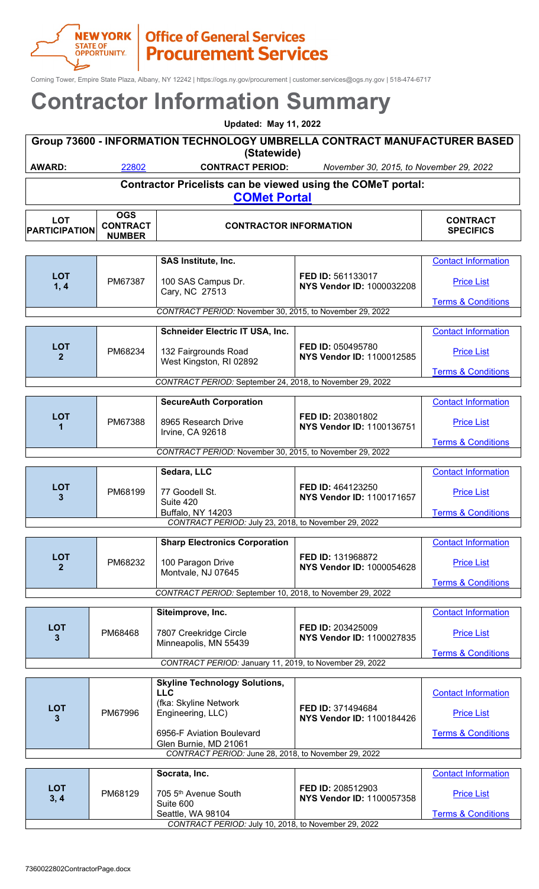NEW YORK STATE OF OPPORTUNITY. | Office of General Services Procurement Services

Corning Tower, Empire State Plaza, Albany, NY 12242 | https://ogs.ny.gov/procurement | customer.services@ogs.ny.gov | 518-474-6717

# Contractor Information Summary

**Updated: May 11, 2022**

## Group 73600 - INFORMATION TECHNOLOGY UMBRELLA CONTRACT MANUFACTURER BASED (Statewide)

**AWARD:** 22802 **CONTRACT PERIOD:** *November 30, 2015, to November 29, 2022*

**Contractor Pricelists can be viewed using the COMeT portal:**
**COMet Portal**

| LOT PARTICIPATION | OGS CONTRACT NUMBER | CONTRACTOR INFORMATION | | CONTRACT SPECIFICS |
|---|---|---|---|---|
| **LOT 1, 4** | PM67387 | **SAS Institute, Inc.**<br><br>100 SAS Campus Dr.<br>Cary, NC 27513 | **FED ID:** 561133017<br>**NYS Vendor ID:** 1000032208 | Contact Information<br><br>Price List<br><br>Terms & Conditions |
| *CONTRACT PERIOD:* November 30, 2015, to November 29, 2022 | | | | |
| **LOT 2** | PM68234 | **Schneider Electric IT USA, Inc.**<br><br>132 Fairgrounds Road<br>West Kingston, RI 02892 | **FED ID:** 050495780<br>**NYS Vendor ID:** 1100012585 | Contact Information<br><br>Price List<br><br>Terms & Conditions |
| *CONTRACT PERIOD:* September 24, 2018, to November 29, 2022 | | | | |
| **LOT 1** | PM67388 | **SecureAuth Corporation**<br><br>8965 Research Drive<br>Irvine, CA 92618 | **FED ID:** 203801802<br>**NYS Vendor ID:** 1100136751 | Contact Information<br><br>Price List<br><br>Terms & Conditions |
| *CONTRACT PERIOD:* November 30, 2015, to November 29, 2022 | | | | |
| **LOT 3** | PM68199 | **Sedara, LLC**<br><br>77 Goodell St.<br>Suite 420<br>Buffalo, NY 14203 | **FED ID:** 464123250<br>**NYS Vendor ID:** 1100171657 | Contact Information<br><br>Price List<br><br>Terms & Conditions |
| *CONTRACT PERIOD:* July 23, 2018, to November 29, 2022 | | | | |
| **LOT 2** | PM68232 | **Sharp Electronics Corporation**<br><br>100 Paragon Drive<br>Montvale, NJ 07645 | **FED ID:** 131968872<br>**NYS Vendor ID:** 1000054628 | Contact Information<br><br>Price List<br><br>Terms & Conditions |
| *CONTRACT PERIOD:* September 10, 2018, to November 29, 2022 | | | | |
| **LOT 3** | PM68468 | **Siteimprove, Inc.**<br><br>7807 Creekridge Circle<br>Minneapolis, MN 55439 | **FED ID:** 203425009<br>**NYS Vendor ID:** 1100027835 | Contact Information<br><br>Price List<br><br>Terms & Conditions |
| *CONTRACT PERIOD:* January 11, 2019, to November 29, 2022 | | | | |
| **LOT 3** | PM67996 | **Skyline Technology Solutions, LLC**<br>(fka: Skyline Network Engineering, LLC)<br><br>6956-F Aviation Boulevard<br>Glen Burnie, MD 21061 | **FED ID:** 371494684<br>**NYS Vendor ID:** 1100184426 | Contact Information<br><br>Price List<br><br>Terms & Conditions |
| *CONTRACT PERIOD:* June 28, 2018, to November 29, 2022 | | | | |
| **LOT 3, 4** | PM68129 | **Socrata, Inc.**<br><br>705 5th Avenue South<br>Suite 600<br>Seattle, WA 98104 | **FED ID:** 208512903<br>**NYS Vendor ID:** 1100057358 | Contact Information<br><br>Price List<br><br>Terms & Conditions |
| *CONTRACT PERIOD:* July 10, 2018, to November 29, 2022 | | | | |

7360022802ContractorPage.docx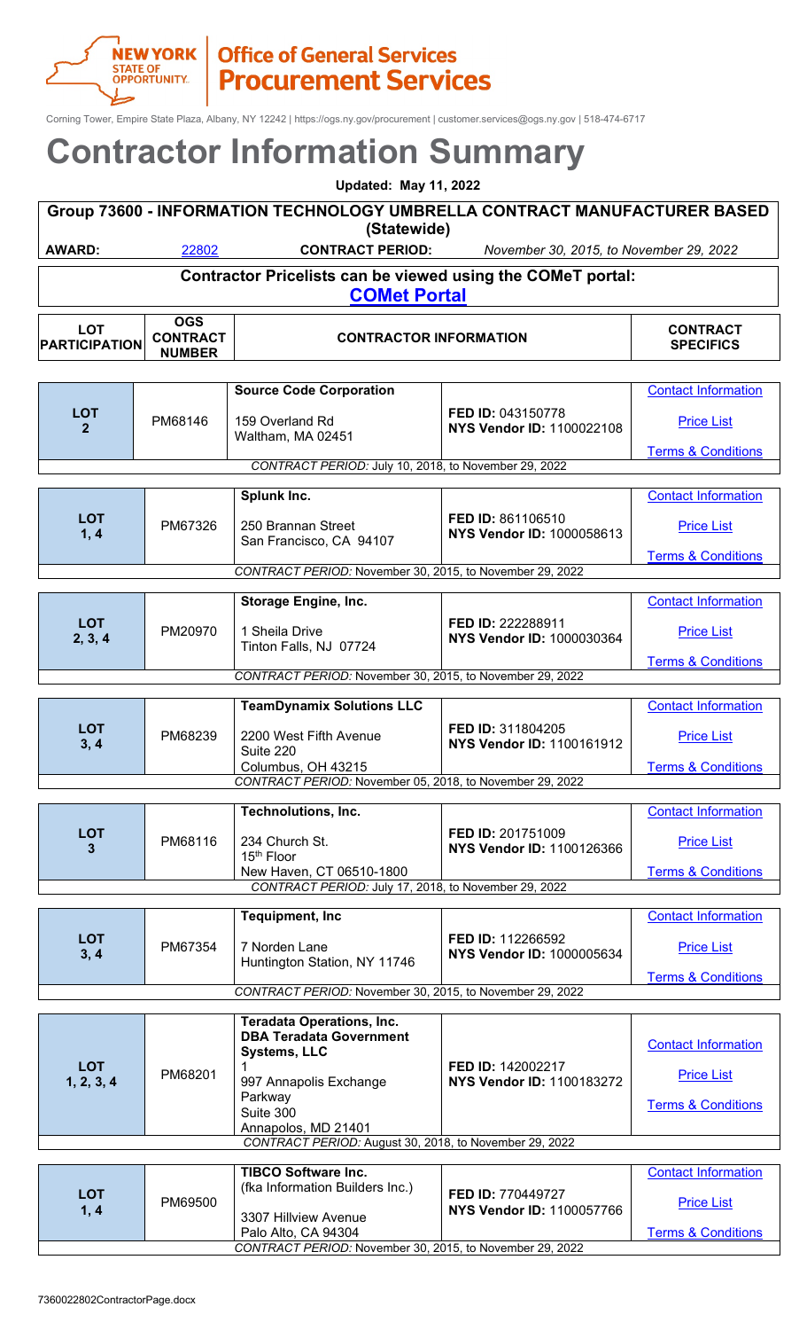New York State of Opportunity | Office of General Services Procurement Services

Corning Tower, Empire State Plaza, Albany, NY 12242 | https://ogs.ny.gov/procurement | customer.services@ogs.ny.gov | 518-474-6717

# Contractor Information Summary

**Updated: May 11, 2022**

## Group 73600 - INFORMATION TECHNOLOGY UMBRELLA CONTRACT MANUFACTURER BASED (Statewide)

**AWARD:** 22802 **CONTRACT PERIOD:** *November 30, 2015, to November 29, 2022*

**Contractor Pricelists can be viewed using the COMeT portal:**
**COMet Portal**

| LOT PARTICIPATION | OGS CONTRACT NUMBER | CONTRACTOR INFORMATION | | CONTRACT SPECIFICS |
|---|---|---|---|---|
| **LOT 2** | PM68146 | **Source Code Corporation**<br>159 Overland Rd<br>Waltham, MA 02451 | **FED ID:** 043150778<br>**NYS Vendor ID:** 1100022108 | Contact Information<br>Price List<br>Terms & Conditions |
| | | *CONTRACT PERIOD:* July 10, 2018, to November 29, 2022 | | |
| **LOT 1, 4** | PM67326 | **Splunk Inc.**<br>250 Brannan Street<br>San Francisco, CA 94107 | **FED ID:** 861106510<br>**NYS Vendor ID:** 1000058613 | Contact Information<br>Price List<br>Terms & Conditions |
| | | *CONTRACT PERIOD:* November 30, 2015, to November 29, 2022 | | |
| **LOT 2, 3, 4** | PM20970 | **Storage Engine, Inc.**<br>1 Sheila Drive<br>Tinton Falls, NJ 07724 | **FED ID:** 222288911<br>**NYS Vendor ID:** 1000030364 | Contact Information<br>Price List<br>Terms & Conditions |
| | | *CONTRACT PERIOD:* November 30, 2015, to November 29, 2022 | | |
| **LOT 3, 4** | PM68239 | **TeamDynamix Solutions LLC**<br>2200 West Fifth Avenue<br>Suite 220<br>Columbus, OH 43215 | **FED ID:** 311804205<br>**NYS Vendor ID:** 1100161912 | Contact Information<br>Price List<br>Terms & Conditions |
| | | *CONTRACT PERIOD:* November 05, 2018, to November 29, 2022 | | |
| **LOT 3** | PM68116 | **Technolutions, Inc.**<br>234 Church St.<br>15th Floor<br>New Haven, CT 06510-1800 | **FED ID:** 201751009<br>**NYS Vendor ID:** 1100126366 | Contact Information<br>Price List<br>Terms & Conditions |
| | | *CONTRACT PERIOD:* July 17, 2018, to November 29, 2022 | | |
| **LOT 3, 4** | PM67354 | **Tequipment, Inc**<br>7 Norden Lane<br>Huntington Station, NY 11746 | **FED ID:** 112266592<br>**NYS Vendor ID:** 1000005634 | Contact Information<br>Price List<br>Terms & Conditions |
| | | *CONTRACT PERIOD:* November 30, 2015, to November 29, 2022 | | |
| **LOT 1, 2, 3, 4** | PM68201 | **Teradata Operations, Inc. DBA Teradata Government Systems, LLC**<br>1<br>997 Annapolis Exchange Parkway<br>Suite 300<br>Annapolis, MD 21401 | **FED ID:** 142002217<br>**NYS Vendor ID:** 1100183272 | Contact Information<br>Price List<br>Terms & Conditions |
| | | *CONTRACT PERIOD:* August 30, 2018, to November 29, 2022 | | |
| **LOT 1, 4** | PM69500 | **TIBCO Software Inc.**<br>(fka Information Builders Inc.)<br>3307 Hillview Avenue<br>Palo Alto, CA 94304 | **FED ID:** 770449727<br>**NYS Vendor ID:** 1100057766 | Contact Information<br>Price List<br>Terms & Conditions |
| | | *CONTRACT PERIOD:* November 30, 2015, to November 29, 2022 | | |

7360022802ContractorPage.docx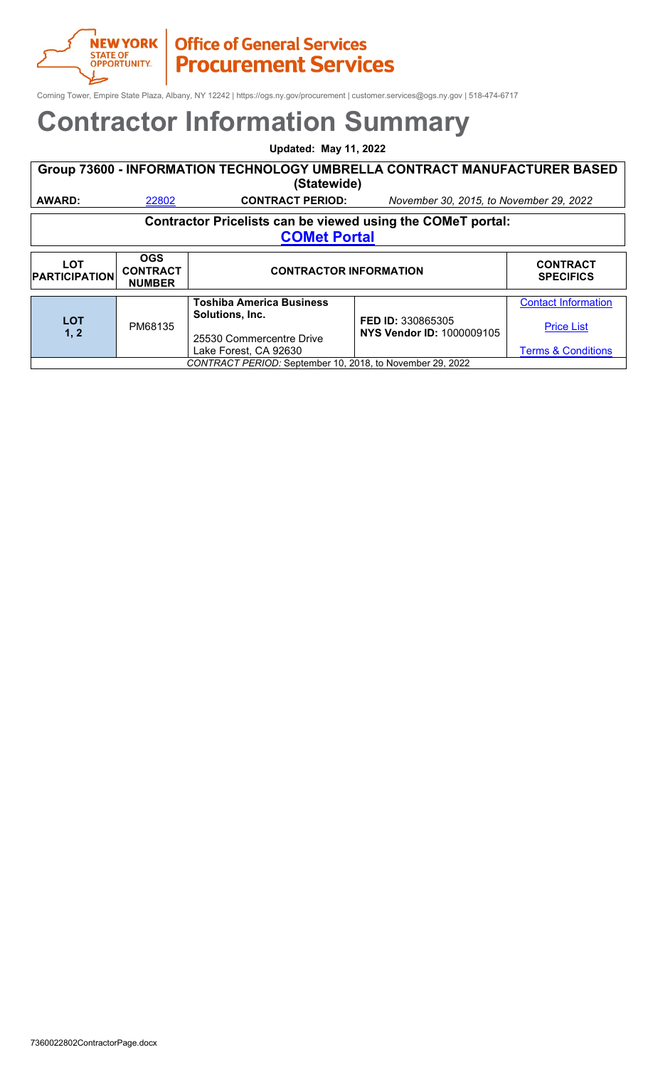Corning Tower, Empire State Plaza, Albany, NY 12242 | https://ogs.ny.gov/procurement | customer.services@ogs.ny.gov | 518-474-6717

# Contractor Information Summary

**Updated: May 11, 2022**

## Group 73600 - INFORMATION TECHNOLOGY UMBRELLA CONTRACT MANUFACTURER BASED (Statewide)

**AWARD:** 22802 **CONTRACT PERIOD:** *November 30, 2015, to November 29, 2022*

**Contractor Pricelists can be viewed using the COMeT portal:**
**COMet Portal**

| LOT PARTICIPATION | OGS CONTRACT NUMBER | CONTRACTOR INFORMATION | | CONTRACT SPECIFICS |
|---|---|---|---|---|
| **LOT 1, 2** | PM68135 | **Toshiba America Business Solutions, Inc.**<br><br>25530 Commercentre Drive<br>Lake Forest, CA 92630 | **FED ID:** 330865305<br>**NYS Vendor ID:** 1000009105 | Contact Information<br><br>Price List<br><br>Terms & Conditions |
| *CONTRACT PERIOD:* September 10, 2018, to November 29, 2022 | | | | |

7360022802ContractorPage.docx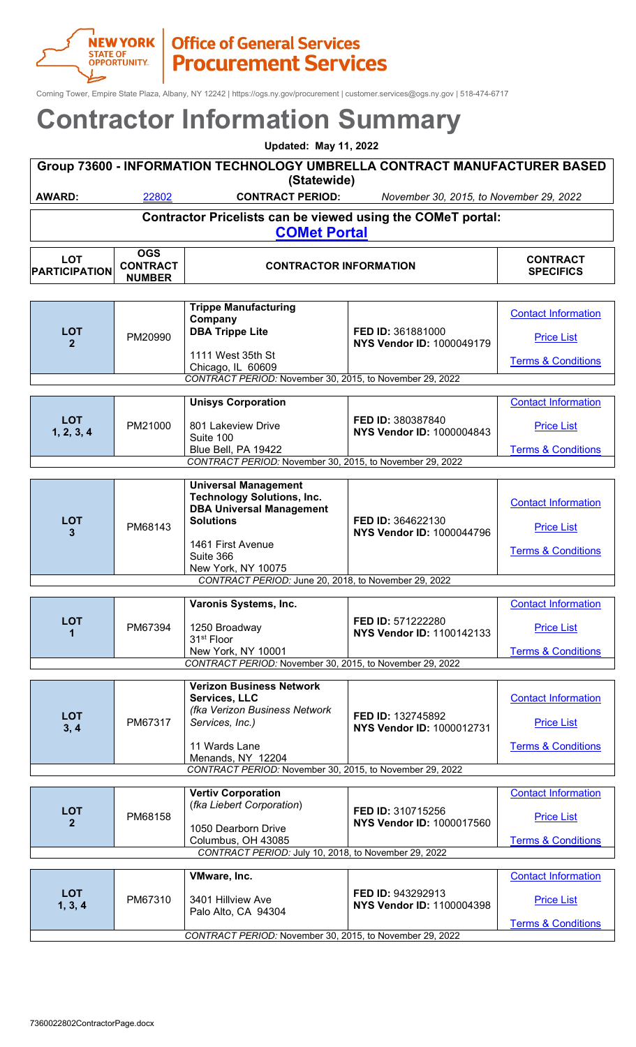NEW YORK STATE OF OPPORTUNITY | **Office of General Services Procurement Services**

Corning Tower, Empire State Plaza, Albany, NY 12242 | https://ogs.ny.gov/procurement | customer.services@ogs.ny.gov | 518-474-6717

# Contractor Information Summary

**Updated: May 11, 2022**

## Group 73600 - INFORMATION TECHNOLOGY UMBRELLA CONTRACT MANUFACTURER BASED (Statewide)

**AWARD:** 22802 **CONTRACT PERIOD:** *November 30, 2015, to November 29, 2022*

**Contractor Pricelists can be viewed using the COMeT portal:**
**COMet Portal**

| LOT PARTICIPATION | OGS CONTRACT NUMBER | CONTRACTOR INFORMATION | | CONTRACT SPECIFICS |
|---|---|---|---|---|
| **LOT 2** | PM20990 | **Tripppe Manufacturing Company DBA Tripppe Lite**<br>1111 West 35th St<br>Chicago, IL 60609 | **FED ID:** 361881000<br>**NYS Vendor ID:** 1000049179 | Contact Information<br>Price List<br>Terms & Conditions |
| *CONTRACT PERIOD:* November 30, 2015, to November 29, 2022 | | | | |
| **LOT 1, 2, 3, 4** | PM21000 | **Unisys Corporation**<br>801 Lakeview Drive<br>Suite 100<br>Blue Bell, PA 19422 | **FED ID:** 380387840<br>**NYS Vendor ID:** 1000004843 | Contact Information<br>Price List<br>Terms & Conditions |
| *CONTRACT PERIOD:* November 30, 2015, to November 29, 2022 | | | | |
| **LOT 3** | PM68143 | **Universal Management Technology Solutions, Inc. DBA Universal Management Solutions**<br>1461 First Avenue<br>Suite 366<br>New York, NY 10075 | **FED ID:** 364622130<br>**NYS Vendor ID:** 1000044796 | Contact Information<br>Price List<br>Terms & Conditions |
| *CONTRACT PERIOD:* June 20, 2018, to November 29, 2022 | | | | |
| **LOT 1** | PM67394 | **Varonis Systems, Inc.**<br>1250 Broadway<br>31st Floor<br>New York, NY 10001 | **FED ID:** 571222280<br>**NYS Vendor ID:** 1100142133 | Contact Information<br>Price List<br>Terms & Conditions |
| *CONTRACT PERIOD:* November 30, 2015, to November 29, 2022 | | | | |
| **LOT 3, 4** | PM67317 | **Verizon Business Network Services, LLC**<br>*(fka Verizon Business Network Services, Inc.)*<br>11 Wards Lane<br>Menands, NY 12204 | **FED ID:** 132745892<br>**NYS Vendor ID:** 1000012731 | Contact Information<br>Price List<br>Terms & Conditions |
| *CONTRACT PERIOD:* November 30, 2015, to November 29, 2022 | | | | |
| **LOT 2** | PM68158 | **Vertiv Corporation**<br>(*fka Liebert Corporation*)<br>1050 Dearborn Drive<br>Columbus, OH 43085 | **FED ID:** 310715256<br>**NYS Vendor ID:** 1000017560 | Contact Information<br>Price List<br>Terms & Conditions |
| *CONTRACT PERIOD:* July 10, 2018, to November 29, 2022 | | | | |
| **LOT 1, 3, 4** | PM67310 | **VMware, Inc.**<br>3401 Hillview Ave<br>Palo Alto, CA 94304 | **FED ID:** 943292913<br>**NYS Vendor ID:** 1100004398 | Contact Information<br>Price List<br>Terms & Conditions |
| *CONTRACT PERIOD:* November 30, 2015, to November 29, 2022 | | | | |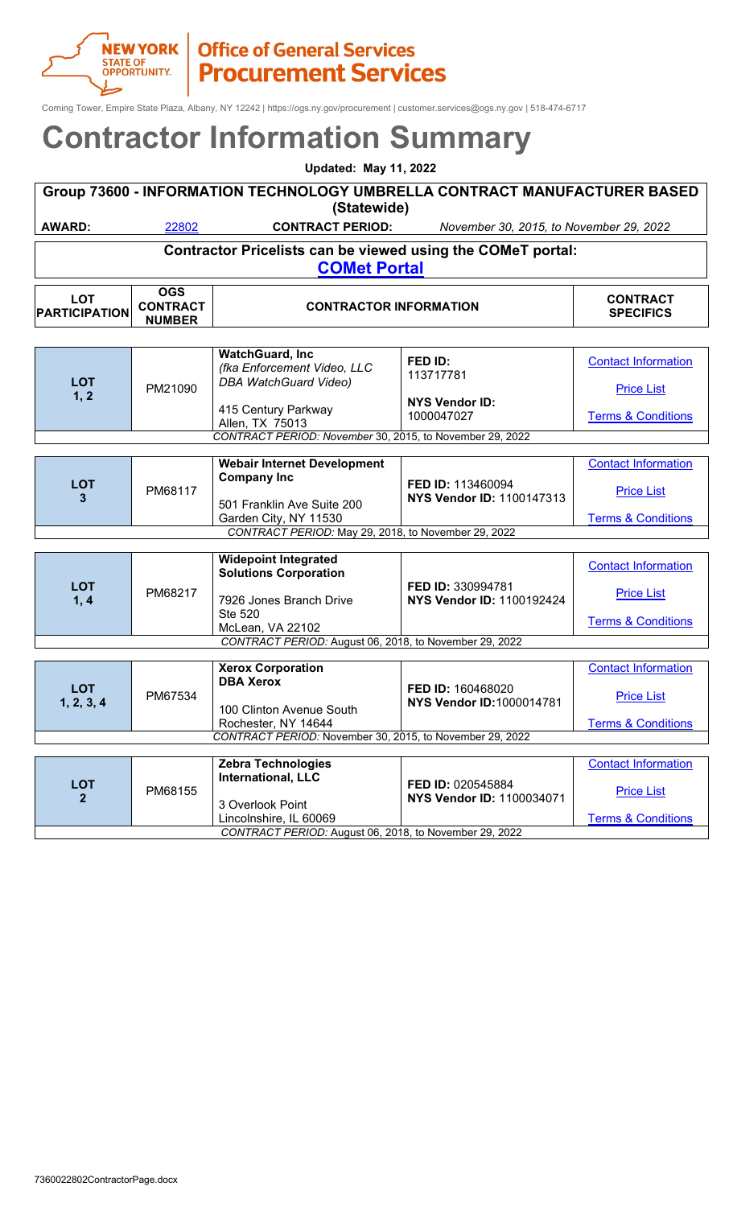Corning Tower, Empire State Plaza, Albany, NY 12242 | https://ogs.ny.gov/procurement | customer.services@ogs.ny.gov | 518-474-6717

# Contractor Information Summary

**Updated: May 11, 2022**

## Group 73600 - INFORMATION TECHNOLOGY UMBRELLA CONTRACT MANUFACTURER BASED (Statewide)

**AWARD:** 22802 **CONTRACT PERIOD:** *November 30, 2015, to November 29, 2022*

**Contractor Pricelists can be viewed using the COMeT portal:**
**COMet Portal**

| LOT PARTICIPATION | OGS CONTRACT NUMBER | CONTRACTOR INFORMATION | | CONTRACT SPECIFICS |
|---|---|---|---|---|
| **LOT 1, 2** | PM21090 | **WatchGuard, Inc** *(fka Enforcement Video, LLC DBA WatchGuard Video)* 415 Century Parkway Allen, TX 75013 | **FED ID:** 113717781 **NYS Vendor ID:** 1000047027 | Contact Information Price List Terms & Conditions |
| *CONTRACT PERIOD:* November 30, 2015, to November 29, 2022 | | | | |
| **LOT 3** | PM68117 | **Webair Internet Development Company Inc** 501 Franklin Ave Suite 200 Garden City, NY 11530 | **FED ID:** 113460094 **NYS Vendor ID:** 1100147313 | Contact Information Price List Terms & Conditions |
| *CONTRACT PERIOD:* May 29, 2018, to November 29, 2022 | | | | |
| **LOT 1, 4** | PM68217 | **Widepoint Integrated Solutions Corporation** 7926 Jones Branch Drive Ste 520 McLean, VA 22102 | **FED ID:** 330994781 **NYS Vendor ID:** 1100192424 | Contact Information Price List Terms & Conditions |
| *CONTRACT PERIOD:* August 06, 2018, to November 29, 2022 | | | | |
| **LOT 1, 2, 3, 4** | PM67534 | **Xerox Corporation DBA Xerox** 100 Clinton Avenue South Rochester, NY 14644 | **FED ID:** 160468020 **NYS Vendor ID:** 1000014781 | Contact Information Price List Terms & Conditions |
| *CONTRACT PERIOD:* November 30, 2015, to November 29, 2022 | | | | |
| **LOT 2** | PM68155 | **Zebra Technologies International, LLC** 3 Overlook Point Lincolnshire, IL 60069 | **FED ID:** 020545884 **NYS Vendor ID:** 1100034071 | Contact Information Price List Terms & Conditions |
| *CONTRACT PERIOD:* August 06, 2018, to November 29, 2022 | | | | |

7360022802ContractorPage.docx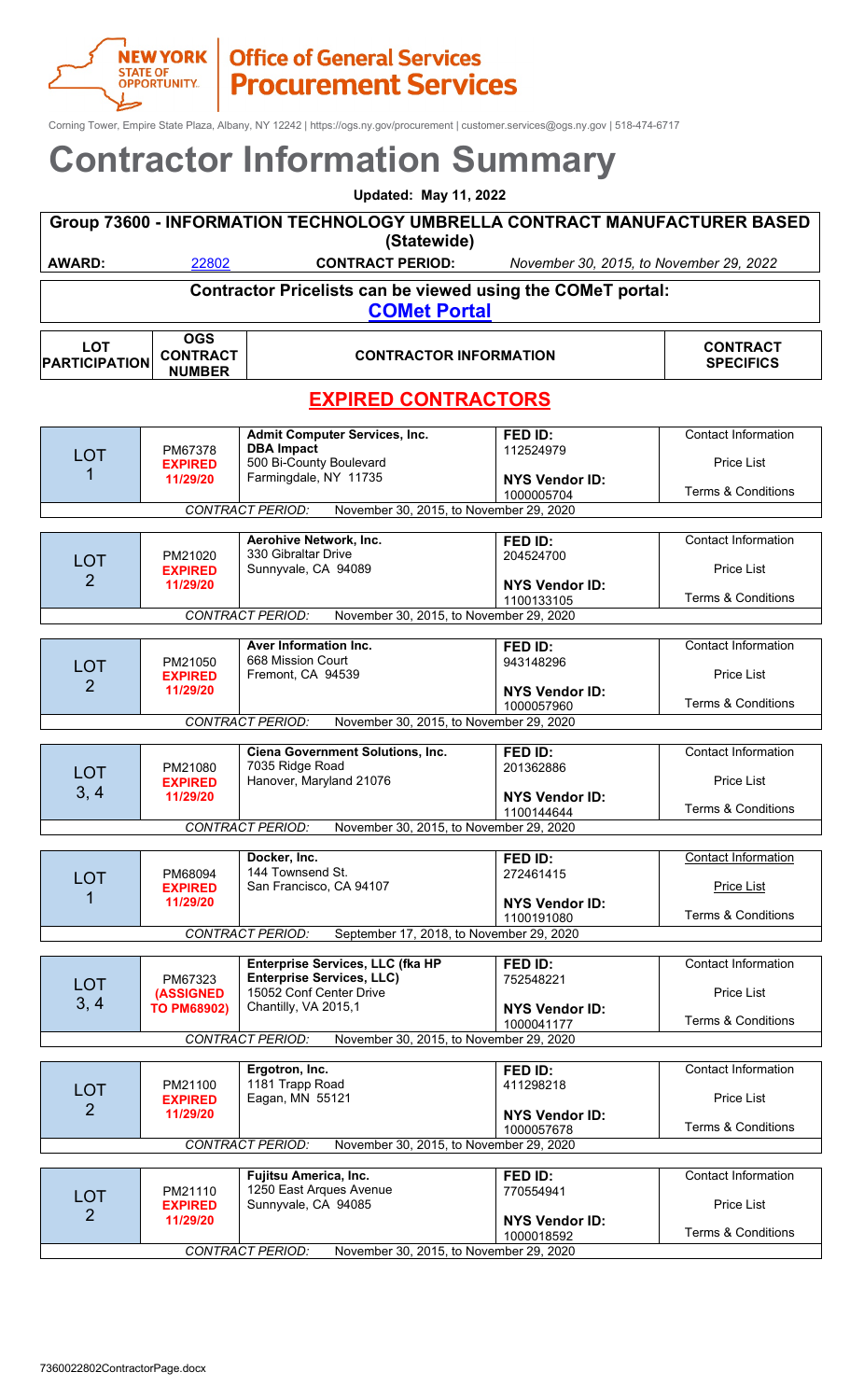NEW YORK STATE OF OPPORTUNITY. | Office of General Services Procurement Services

Corning Tower, Empire State Plaza, Albany, NY 12242 | https://ogs.ny.gov/procurement | customer.services@ogs.ny.gov | 518-474-6717

# Contractor Information Summary

**Updated: May 11, 2022**

## Group 73600 - INFORMATION TECHNOLOGY UMBRELLA CONTRACT MANUFACTURER BASED (Statewide)

**AWARD:** 22802 **CONTRACT PERIOD:** *November 30, 2015, to November 29, 2022*

**Contractor Pricelists can be viewed using the COMeT portal:**
**COMet Portal**

| LOT PARTICIPATION | OGS CONTRACT NUMBER | CONTRACTOR INFORMATION | | CONTRACT SPECIFICS |
|---|---|---|---|---|

## EXPIRED CONTRACTORS

| LOT PARTICIPATION | OGS CONTRACT NUMBER | CONTRACTOR INFORMATION | | CONTRACT SPECIFICS |
|---|---|---|---|---|
| LOT 1 | PM67378 **EXPIRED 11/29/20** | **Admit Computer Services, Inc. DBA Impact** 500 Bi-County Boulevard Farmingdale, NY 11735 | **FED ID:** 112524979 **NYS Vendor ID:** 1000005704 | Contact Information, Price List, Terms & Conditions |
| *CONTRACT PERIOD:* November 30, 2015, to November 29, 2020 | | | | |
| LOT 2 | PM21020 **EXPIRED 11/29/20** | **Aerohive Network, Inc.** 330 Gibraltar Drive Sunnyvale, CA 94089 | **FED ID:** 204524700 **NYS Vendor ID:** 1100133105 | Contact Information, Price List, Terms & Conditions |
| *CONTRACT PERIOD:* November 30, 2015, to November 29, 2020 | | | | |
| LOT 2 | PM21050 **EXPIRED 11/29/20** | **Aver Information Inc.** 668 Mission Court Fremont, CA 94539 | **FED ID:** 943148296 **NYS Vendor ID:** 1000057960 | Contact Information, Price List, Terms & Conditions |
| *CONTRACT PERIOD:* November 30, 2015, to November 29, 2020 | | | | |
| LOT 3, 4 | PM21080 **EXPIRED 11/29/20** | **Ciena Government Solutions, Inc.** 7035 Ridge Road Hanover, Maryland 21076 | **FED ID:** 201362886 **NYS Vendor ID:** 1100144644 | Contact Information, Price List, Terms & Conditions |
| *CONTRACT PERIOD:* November 30, 2015, to November 29, 2020 | | | | |
| LOT 1 | PM68094 **EXPIRED 11/29/20** | **Docker, Inc.** 144 Townsend St. San Francisco, CA 94107 | **FED ID:** 272461415 **NYS Vendor ID:** 1100191080 | Contact Information, Price List, Terms & Conditions |
| *CONTRACT PERIOD:* September 17, 2018, to November 29, 2020 | | | | |
| LOT 3, 4 | PM67323 **(ASSIGNED TO PM68902)** | **Enterprise Services, LLC (fka HP Enterprise Services, LLC)** 15052 Conf Center Drive Chantilly, VA 2015,1 | **FED ID:** 752548221 **NYS Vendor ID:** 1000041177 | Contact Information, Price List, Terms & Conditions |
| *CONTRACT PERIOD:* November 30, 2015, to November 29, 2020 | | | | |
| LOT 2 | PM21100 **EXPIRED 11/29/20** | **Ergotron, Inc.** 1181 Trapp Road Eagan, MN 55121 | **FED ID:** 411298218 **NYS Vendor ID:** 1000057678 | Contact Information, Price List, Terms & Conditions |
| *CONTRACT PERIOD:* November 30, 2015, to November 29, 2020 | | | | |
| LOT 2 | PM21110 **EXPIRED 11/29/20** | **Fujitsu America, Inc.** 1250 East Arques Avenue Sunnyvale, CA 94085 | **FED ID:** 770554941 **NYS Vendor ID:** 1000018592 | Contact Information, Price List, Terms & Conditions |
| *CONTRACT PERIOD:* November 30, 2015, to November 29, 2020 | | | | |

7360022802ContractorPage.docx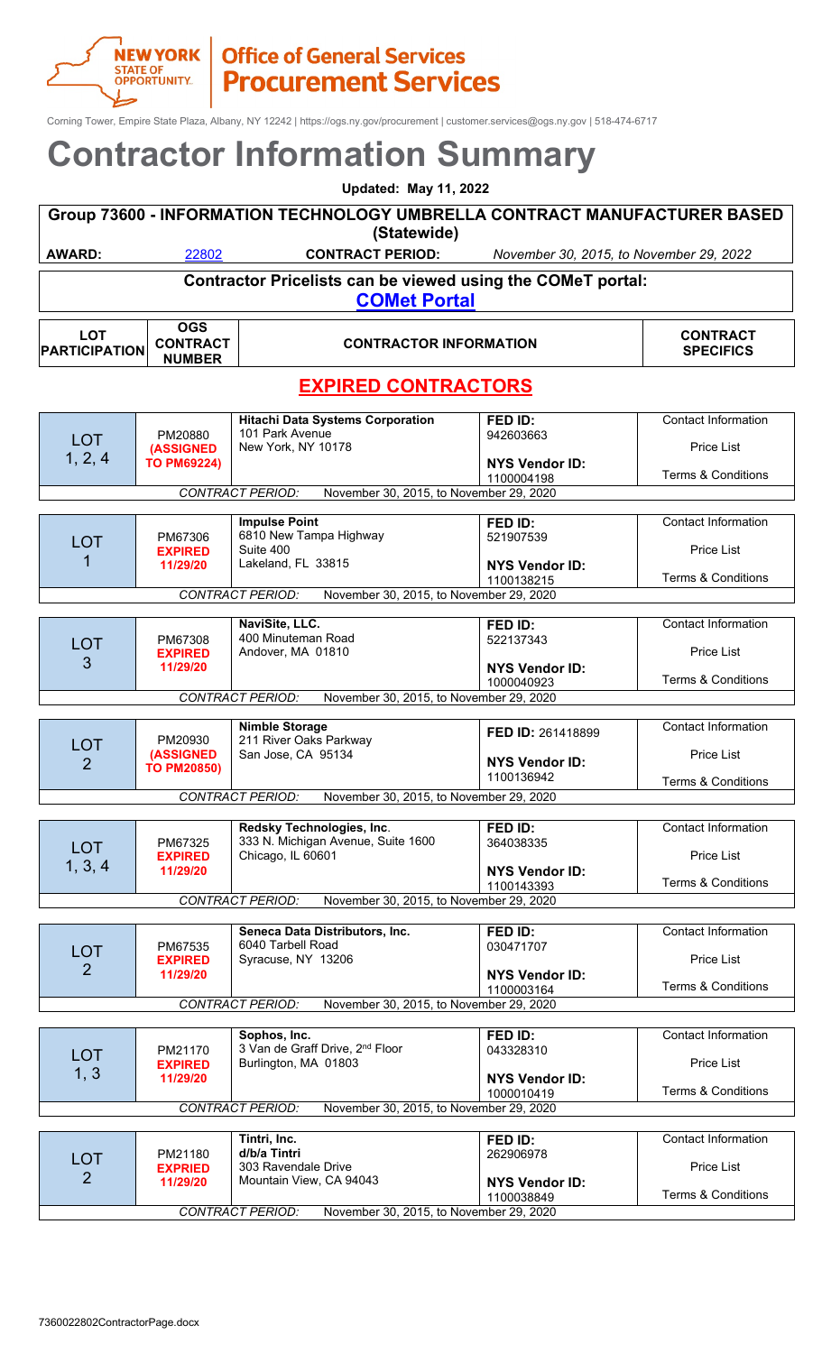NEW YORK STATE OF OPPORTUNITY. | Office of General Services Procurement Services

Corning Tower, Empire State Plaza, Albany, NY 12242 | https://ogs.ny.gov/procurement | customer.services@ogs.ny.gov | 518-474-6717

# Contractor Information Summary

**Updated: May 11, 2022**

## Group 73600 - INFORMATION TECHNOLOGY UMBRELLA CONTRACT MANUFACTURER BASED (Statewide)

**AWARD:** 22802 **CONTRACT PERIOD:** *November 30, 2015, to November 29, 2022*

**Contractor Pricelists can be viewed using the COMeT portal:**
**COMet Portal**

## EXPIRED CONTRACTORS

| LOT PARTICIPATION | OGS CONTRACT NUMBER | CONTRACTOR INFORMATION | | CONTRACT SPECIFICS |
|---|---|---|---|---|
| LOT 1, 2, 4 | PM20880 **(ASSIGNED TO PM69224)** | **Hitachi Data Systems Corporation** 101 Park Avenue New York, NY 10178 | **FED ID:** 942603663 **NYS Vendor ID:** 1100004198 | Contact Information Price List Terms & Conditions |
| *CONTRACT PERIOD:* November 30, 2015, to November 29, 2020 | | | | |
| LOT 1 | PM67306 **EXPIRED 11/29/20** | **Impulse Point** 6810 New Tampa Highway Suite 400 Lakeland, FL 33815 | **FED ID:** 521907539 **NYS Vendor ID:** 1100138215 | Contact Information Price List Terms & Conditions |
| *CONTRACT PERIOD:* November 30, 2015, to November 29, 2020 | | | | |
| LOT 3 | PM67308 **EXPIRED 11/29/20** | **NaviSite, LLC.** 400 Minuteman Road Andover, MA 01810 | **FED ID:** 522137343 **NYS Vendor ID:** 1000040923 | Contact Information Price List Terms & Conditions |
| *CONTRACT PERIOD:* November 30, 2015, to November 29, 2020 | | | | |
| LOT 2 | PM20930 **(ASSIGNED TO PM20850)** | **Nimble Storage** 211 River Oaks Parkway San Jose, CA 95134 | **FED ID:** 261418899 **NYS Vendor ID:** 1100136942 | Contact Information Price List Terms & Conditions |
| *CONTRACT PERIOD:* November 30, 2015, to November 29, 2020 | | | | |
| LOT 1, 3, 4 | PM67325 **EXPIRED 11/29/20** | **Redsky Technologies, Inc.** 333 N. Michigan Avenue, Suite 1600 Chicago, IL 60601 | **FED ID:** 364038335 **NYS Vendor ID:** 1100143393 | Contact Information Price List Terms & Conditions |
| *CONTRACT PERIOD:* November 30, 2015, to November 29, 2020 | | | | |
| LOT 2 | PM67535 **EXPIRED 11/29/20** | **Seneca Data Distributors, Inc.** 6040 Tarbell Road Syracuse, NY 13206 | **FED ID:** 030471707 **NYS Vendor ID:** 1100003164 | Contact Information Price List Terms & Conditions |
| *CONTRACT PERIOD:* November 30, 2015, to November 29, 2020 | | | | |
| LOT 1, 3 | PM21170 **EXPIRED 11/29/20** | **Sophos, Inc.** 3 Van de Graff Drive, 2nd Floor Burlington, MA 01803 | **FED ID:** 043328310 **NYS Vendor ID:** 1000010419 | Contact Information Price List Terms & Conditions |
| *CONTRACT PERIOD:* November 30, 2015, to November 29, 2020 | | | | |
| LOT 2 | PM21180 **EXPRIED 11/29/20** | **Tintri, Inc. d/b/a Tintri** 303 Ravendale Drive Mountain View, CA 94043 | **FED ID:** 262906978 **NYS Vendor ID:** 1100038849 | Contact Information Price List Terms & Conditions |
| *CONTRACT PERIOD:* November 30, 2015, to November 29, 2020 | | | | |

7360022802ContractorPage.docx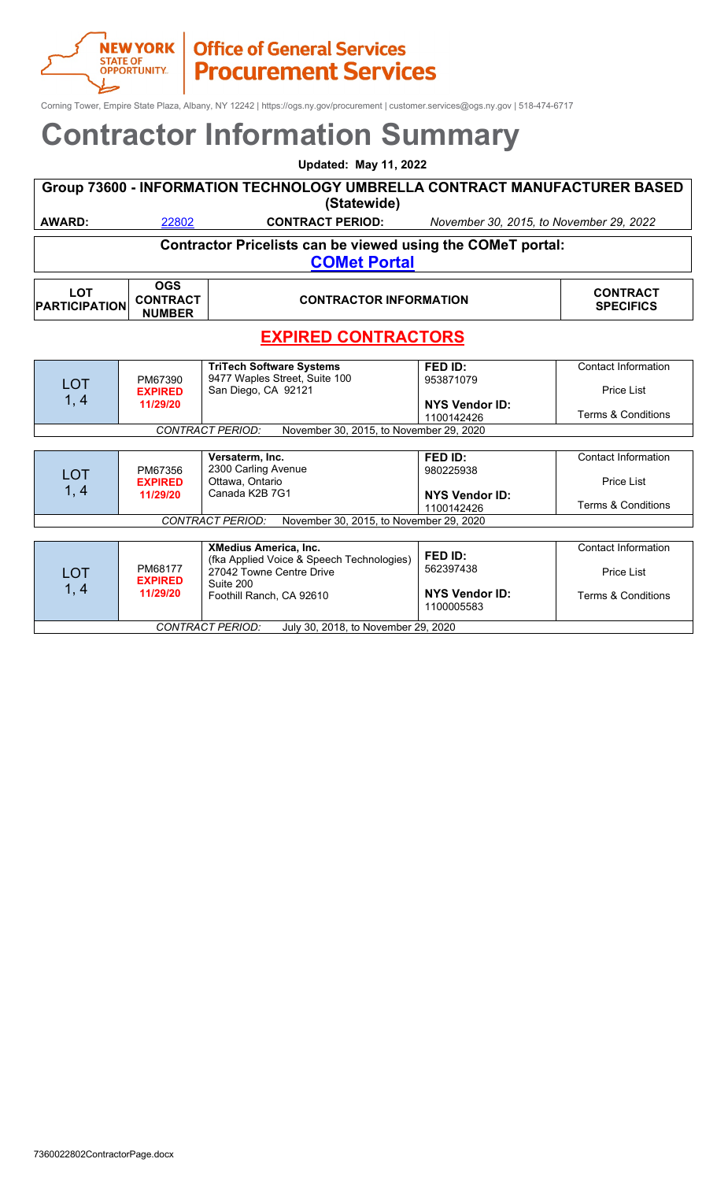Office of General Services
Procurement Services

Corning Tower, Empire State Plaza, Albany, NY 12242 | https://ogs.ny.gov/procurement | customer.services@ogs.ny.gov | 518-474-6717

# Contractor Information Summary

**Updated: May 11, 2022**

## Group 73600 - INFORMATION TECHNOLOGY UMBRELLA CONTRACT MANUFACTURER BASED (Statewide)

**AWARD:** 22802 **CONTRACT PERIOD:** *November 30, 2015, to November 29, 2022*

**Contractor Pricelists can be viewed using the COMeT portal:**
**COMet Portal**

| LOT PARTICIPATION | OGS CONTRACT NUMBER | CONTRACTOR INFORMATION | | CONTRACT SPECIFICS |
|---|---|---|---|---|

## EXPIRED CONTRACTORS

| LOT PARTICIPATION | OGS CONTRACT NUMBER | CONTRACTOR INFORMATION | | CONTRACT SPECIFICS |
|---|---|---|---|---|
| LOT 1, 4 | PM67390 **EXPIRED 11/29/20** | **TriTech Software Systems** 9477 Waples Street, Suite 100 San Diego, CA 92121 | **FED ID:** 953871079 **NYS Vendor ID:** 1100142426 | Contact Information Price List Terms & Conditions |
| *CONTRACT PERIOD:* November 30, 2015, to November 29, 2020 | | | | |
| LOT 1, 4 | PM67356 **EXPIRED 11/29/20** | **Versaterm, Inc.** 2300 Carling Avenue Ottawa, Ontario Canada K2B 7G1 | **FED ID:** 980225938 **NYS Vendor ID:** 1100142426 | Contact Information Price List Terms & Conditions |
| *CONTRACT PERIOD:* November 30, 2015, to November 29, 2020 | | | | |
| LOT 1, 4 | PM68177 **EXPIRED 11/29/20** | **XMedius America, Inc.** (fka Applied Voice & Speech Technologies) 27042 Towne Centre Drive Suite 200 Foothill Ranch, CA 92610 | **FED ID:** 562397438 **NYS Vendor ID:** 1100005583 | Contact Information Price List Terms & Conditions |
| *CONTRACT PERIOD:* July 30, 2018, to November 29, 2020 | | | | |

7360022802ContractorPage.docx